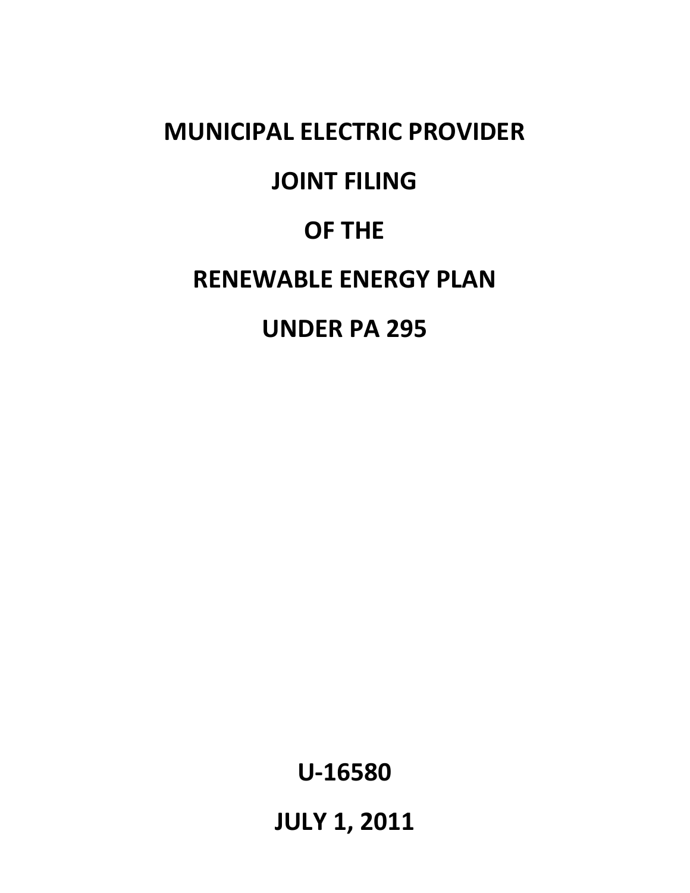# MUNICIPAL ELECTRIC PROVIDER

# JOINT FILING

# OF THE

# RENEWABLE ENERGY PLAN

# UNDER PA 295

**U-16580**

**JULY 1, 2011**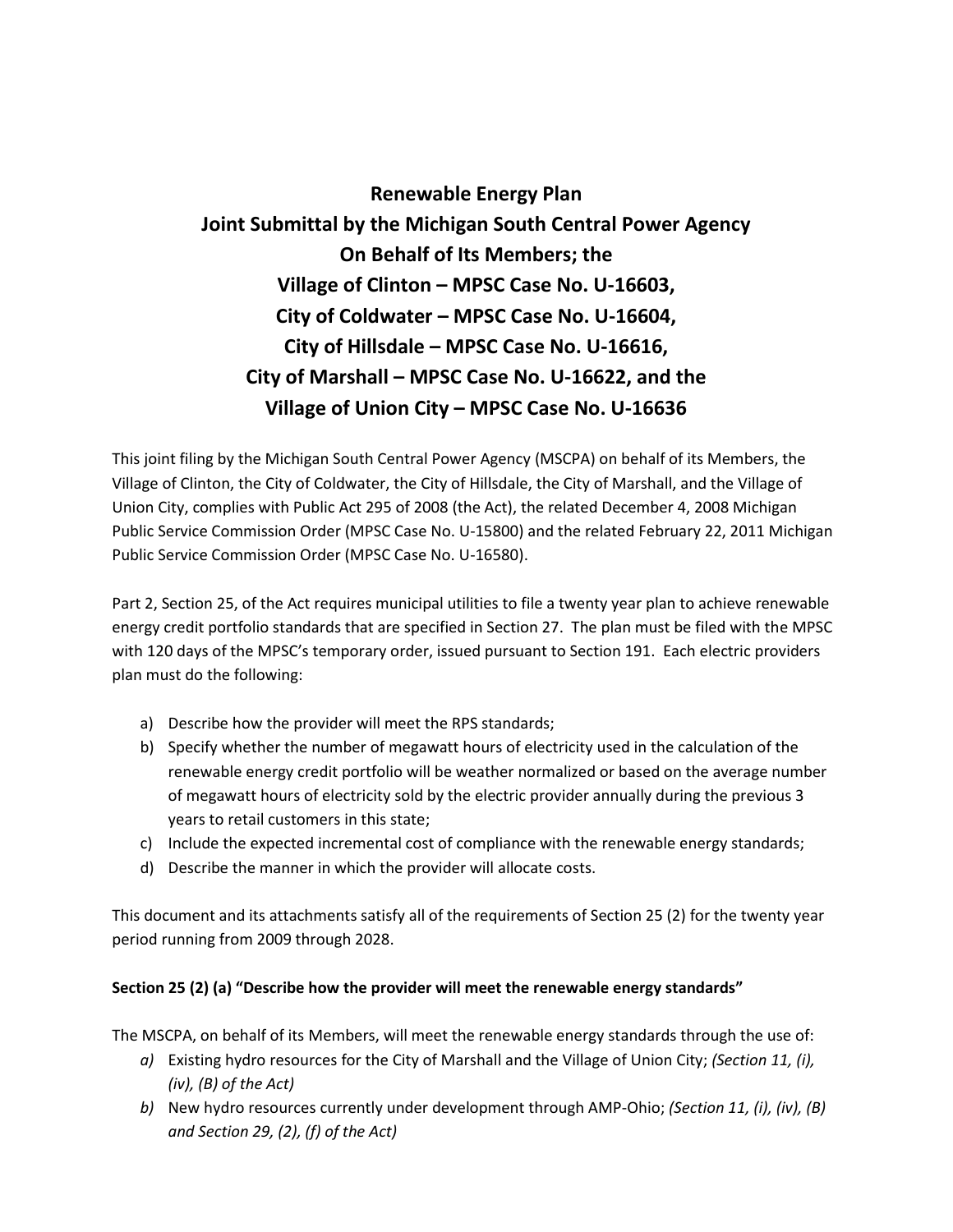**Renewable Energy Plan**
**Joint Submittal by the Michigan South Central Power Agency**
**On Behalf of Its Members; the**
**Village of Clinton – MPSC Case No. U-16603,**
**City of Coldwater – MPSC Case No. U-16604,**
**City of Hillsdale – MPSC Case No. U-16616,**
**City of Marshall – MPSC Case No. U-16622, and the**
**Village of Union City – MPSC Case No. U-16636**

This joint filing by the Michigan South Central Power Agency (MSCPA) on behalf of its Members, the Village of Clinton, the City of Coldwater, the City of Hillsdale, the City of Marshall, and the Village of Union City, complies with Public Act 295 of 2008 (the Act), the related December 4, 2008 Michigan Public Service Commission Order (MPSC Case No. U-15800) and the related February 22, 2011 Michigan Public Service Commission Order (MPSC Case No. U-16580).

Part 2, Section 25, of the Act requires municipal utilities to file a twenty year plan to achieve renewable energy credit portfolio standards that are specified in Section 27. The plan must be filed with the MPSC with 120 days of the MPSC's temporary order, issued pursuant to Section 191. Each electric providers plan must do the following:

a) Describe how the provider will meet the RPS standards;
b) Specify whether the number of megawatt hours of electricity used in the calculation of the renewable energy credit portfolio will be weather normalized or based on the average number of megawatt hours of electricity sold by the electric provider annually during the previous 3 years to retail customers in this state;
c) Include the expected incremental cost of compliance with the renewable energy standards;
d) Describe the manner in which the provider will allocate costs.

This document and its attachments satisfy all of the requirements of Section 25 (2) for the twenty year period running from 2009 through 2028.

**Section 25 (2) (a) "Describe how the provider will meet the renewable energy standards"**

The MSCPA, on behalf of its Members, will meet the renewable energy standards through the use of:

*a)* Existing hydro resources for the City of Marshall and the Village of Union City; *(Section 11, (i), (iv), (B) of the Act)*
*b)* New hydro resources currently under development through AMP-Ohio; *(Section 11, (i), (iv), (B) and Section 29, (2), (f) of the Act)*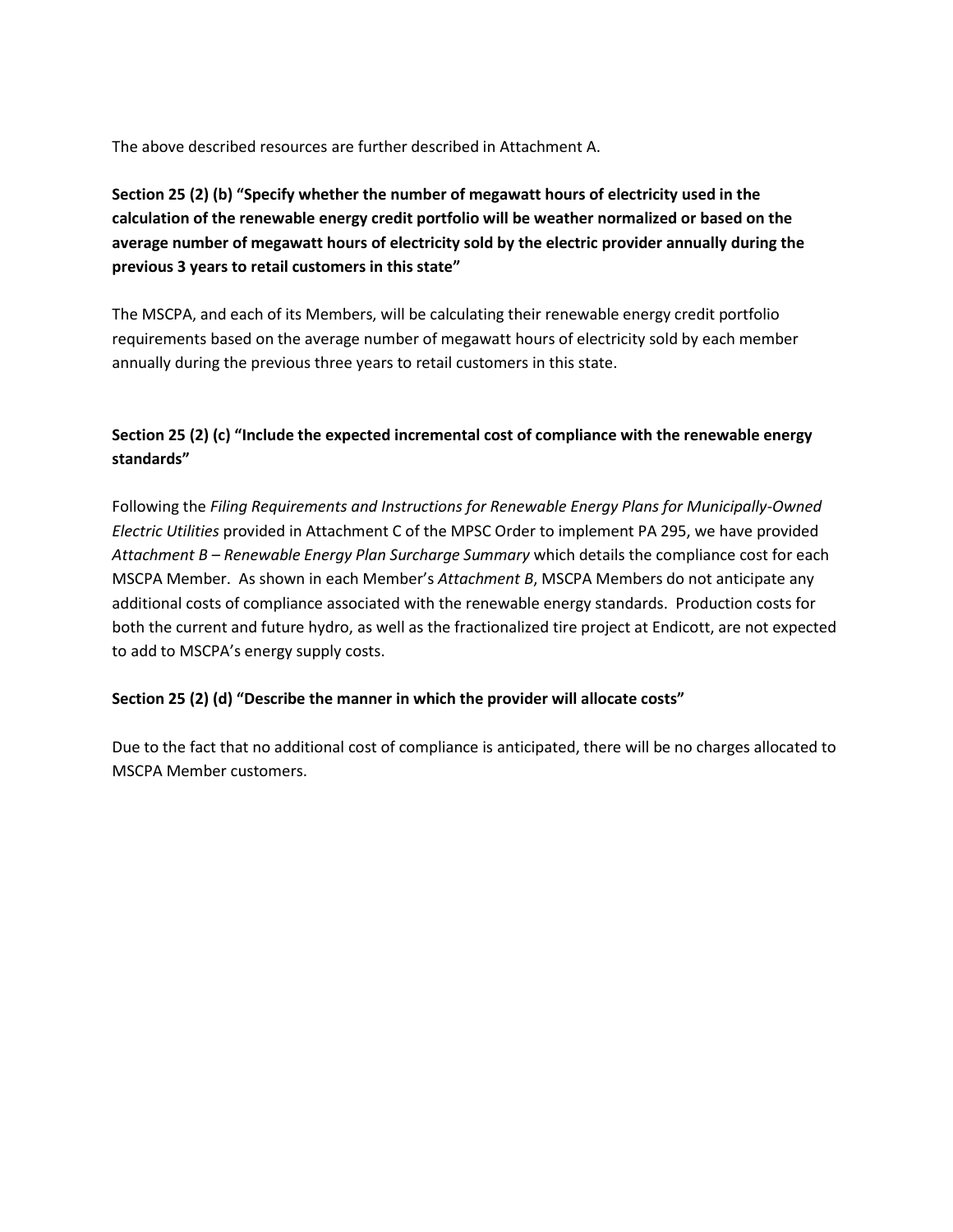The above described resources are further described in Attachment A.

**Section 25 (2) (b) "Specify whether the number of megawatt hours of electricity used in the calculation of the renewable energy credit portfolio will be weather normalized or based on the average number of megawatt hours of electricity sold by the electric provider annually during the previous 3 years to retail customers in this state"**

The MSCPA, and each of its Members, will be calculating their renewable energy credit portfolio requirements based on the average number of megawatt hours of electricity sold by each member annually during the previous three years to retail customers in this state.

**Section 25 (2) (c) "Include the expected incremental cost of compliance with the renewable energy standards"**

Following the *Filing Requirements and Instructions for Renewable Energy Plans for Municipally-Owned Electric Utilities* provided in Attachment C of the MPSC Order to implement PA 295, we have provided *Attachment B – Renewable Energy Plan Surcharge Summary* which details the compliance cost for each MSCPA Member. As shown in each Member's *Attachment B*, MSCPA Members do not anticipate any additional costs of compliance associated with the renewable energy standards. Production costs for both the current and future hydro, as well as the fractionalized tire project at Endicott, are not expected to add to MSCPA's energy supply costs.

**Section 25 (2) (d) "Describe the manner in which the provider will allocate costs"**

Due to the fact that no additional cost of compliance is anticipated, there will be no charges allocated to MSCPA Member customers.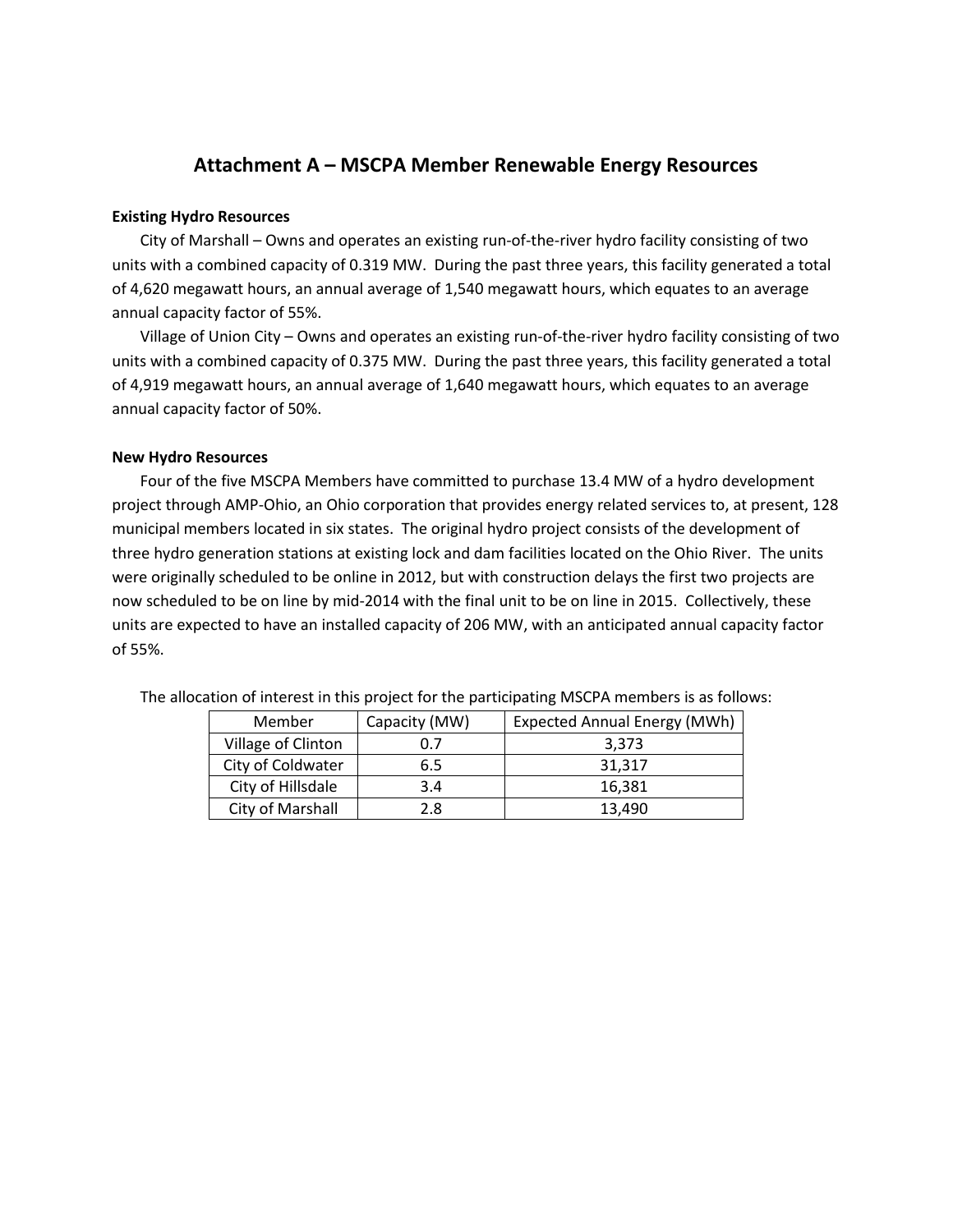# Attachment A – MSCPA Member Renewable Energy Resources

**Existing Hydro Resources**

City of Marshall – Owns and operates an existing run-of-the-river hydro facility consisting of two units with a combined capacity of 0.319 MW. During the past three years, this facility generated a total of 4,620 megawatt hours, an annual average of 1,540 megawatt hours, which equates to an average annual capacity factor of 55%.

Village of Union City – Owns and operates an existing run-of-the-river hydro facility consisting of two units with a combined capacity of 0.375 MW. During the past three years, this facility generated a total of 4,919 megawatt hours, an annual average of 1,640 megawatt hours, which equates to an average annual capacity factor of 50%.

**New Hydro Resources**

Four of the five MSCPA Members have committed to purchase 13.4 MW of a hydro development project through AMP-Ohio, an Ohio corporation that provides energy related services to, at present, 128 municipal members located in six states. The original hydro project consists of the development of three hydro generation stations at existing lock and dam facilities located on the Ohio River. The units were originally scheduled to be online in 2012, but with construction delays the first two projects are now scheduled to be on line by mid-2014 with the final unit to be on line in 2015. Collectively, these units are expected to have an installed capacity of 206 MW, with an anticipated annual capacity factor of 55%.

The allocation of interest in this project for the participating MSCPA members is as follows:

| Member | Capacity (MW) | Expected Annual Energy (MWh) |
|---|---|---|
| Village of Clinton | 0.7 | 3,373 |
| City of Coldwater | 6.5 | 31,317 |
| City of Hillsdale | 3.4 | 16,381 |
| City of Marshall | 2.8 | 13,490 |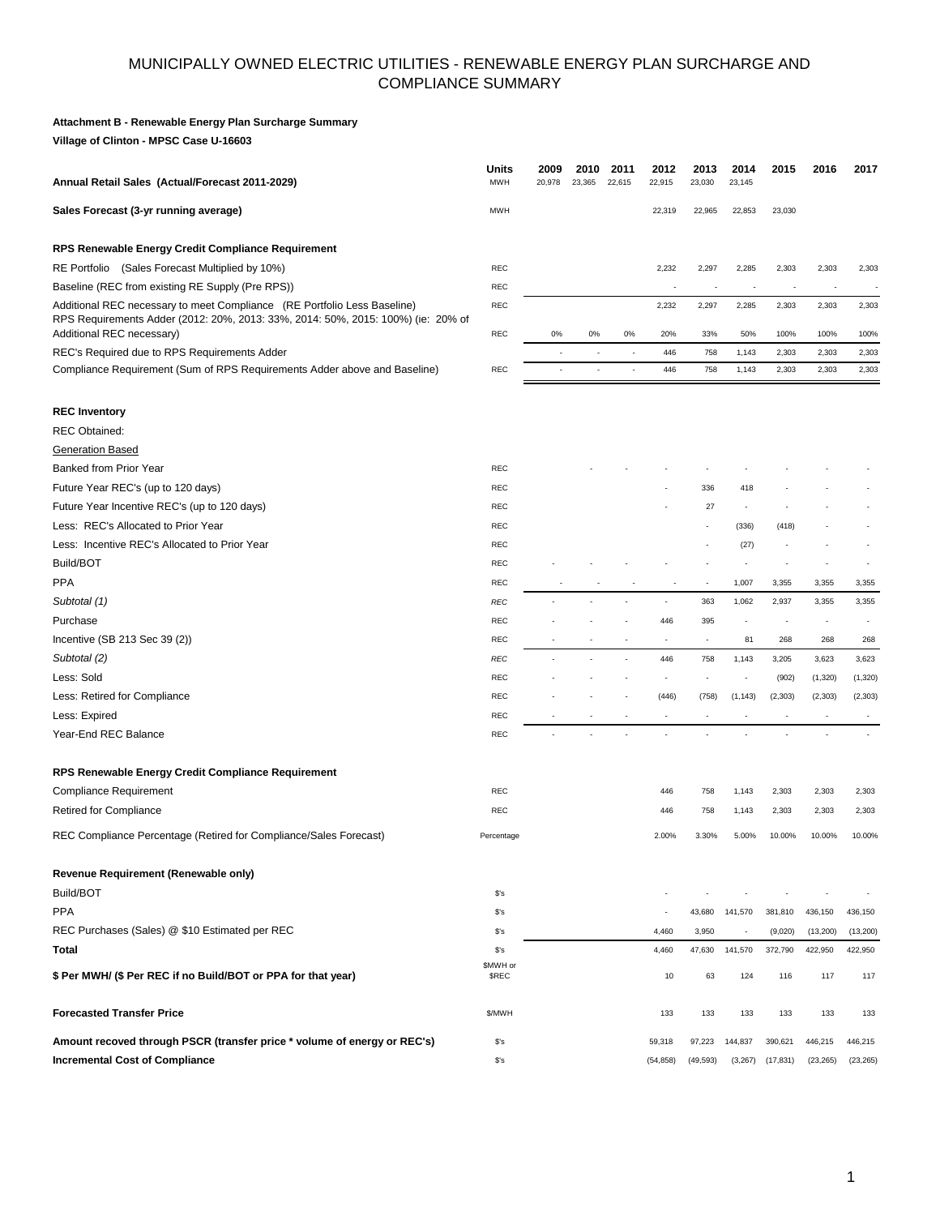# MUNICIPALLY OWNED ELECTRIC UTILITIES - RENEWABLE ENERGY PLAN SURCHARGE AND COMPLIANCE SUMMARY

**Attachment B - Renewable Energy Plan Surcharge Summary**

**Village of Clinton - MPSC Case U-16603**

| | Units | 2009 | 2010 | 2011 | 2012 | 2013 | 2014 | 2015 | 2016 | 2017 |
|---|---|---|---|---|---|---|---|---|---|---|
| **Annual Retail Sales (Actual/Forecast 2011-2029)** | MWH | 20,978 | 23,365 | 22,615 | 22,915 | 23,030 | 23,145 | | | |
| **Sales Forecast (3-yr running average)** | MWH | | | | 22,319 | 22,965 | 22,853 | 23,030 | | |
| **RPS Renewable Energy Credit Compliance Requirement** | | | | | | | | | | |
| RE Portfolio (Sales Forecast Multiplied by 10%) | REC | | | | 2,232 | 2,297 | 2,285 | 2,303 | 2,303 | 2,303 |
| Baseline (REC from existing RE Supply (Pre RPS)) | REC | | | | - | - | - | - | - | - |
| Additional REC necessary to meet Compliance (RE Portfolio Less Baseline) | REC | | | | 2,232 | 2,297 | 2,285 | 2,303 | 2,303 | 2,303 |
| RPS Requirements Adder (2012: 20%, 2013: 33%, 2014: 50%, 2015: 100%) (ie: 20% of Additional REC necessary) | REC | 0% | 0% | 0% | 20% | 33% | 50% | 100% | 100% | 100% |
| REC's Required due to RPS Requirements Adder | | - | - | - | 446 | 758 | 1,143 | 2,303 | 2,303 | 2,303 |
| Compliance Requirement (Sum of RPS Requirements Adder above and Baseline) | REC | - | - | - | 446 | 758 | 1,143 | 2,303 | 2,303 | 2,303 |
| **REC Inventory** | | | | | | | | | | |
| REC Obtained: | | | | | | | | | | |
| Generation Based | | | | | | | | | | |
| Banked from Prior Year | REC | | - | - | - | - | - | - | - | - |
| Future Year REC's (up to 120 days) | REC | | | | - | 336 | 418 | - | - | - |
| Future Year Incentive REC's (up to 120 days) | REC | | | | - | 27 | - | - | - | - |
| Less: REC's Allocated to Prior Year | REC | | | | | - | (336) | (418) | - | - |
| Less: Incentive REC's Allocated to Prior Year | REC | | | | | - | (27) | - | - | - |
| Build/BOT | REC | - | - | - | - | - | - | - | - | - |
| PPA | REC | - | - | - | - | - | 1,007 | 3,355 | 3,355 | 3,355 |
| *Subtotal (1)* | *REC* | - | - | - | - | 363 | 1,062 | 2,937 | 3,355 | 3,355 |
| Purchase | REC | - | - | - | 446 | 395 | - | - | - | - |
| Incentive (SB 213 Sec 39 (2)) | REC | - | - | - | - | - | 81 | 268 | 268 | 268 |
| *Subtotal (2)* | *REC* | - | - | - | 446 | 758 | 1,143 | 3,205 | 3,623 | 3,623 |
| Less: Sold | REC | - | - | - | - | - | - | (902) | (1,320) | (1,320) |
| Less: Retired for Compliance | REC | - | - | - | (446) | (758) | (1,143) | (2,303) | (2,303) | (2,303) |
| Less: Expired | REC | - | - | - | - | - | - | - | - | - |
| Year-End REC Balance | REC | - | - | - | - | - | - | - | - | - |
| **RPS Renewable Energy Credit Compliance Requirement** | | | | | | | | | | |
| Compliance Requirement | REC | | | | 446 | 758 | 1,143 | 2,303 | 2,303 | 2,303 |
| Retired for Compliance | REC | | | | 446 | 758 | 1,143 | 2,303 | 2,303 | 2,303 |
| REC Compliance Percentage (Retired for Compliance/Sales Forecast) | Percentage | | | | 2.00% | 3.30% | 5.00% | 10.00% | 10.00% | 10.00% |
| **Revenue Requirement (Renewable only)** | | | | | | | | | | |
| Build/BOT | $'s | | | | - | - | - | - | - | - |
| PPA | $'s | | | | - | 43,680 | 141,570 | 381,810 | 436,150 | 436,150 |
| REC Purchases (Sales) @ $10 Estimated per REC | $'s | | | | 4,460 | 3,950 | - | (9,020) | (13,200) | (13,200) |
| **Total** | $'s | | | | 4,460 | 47,630 | 141,570 | 372,790 | 422,950 | 422,950 |
| **$ Per MWH/ ($ Per REC if no Build/BOT or PPA for that year)** | $MWH or $REC | | | | 10 | 63 | 124 | 116 | 117 | 117 |
| **Forecasted Transfer Price** | $/MWH | | | | 133 | 133 | 133 | 133 | 133 | 133 |
| **Amount recoved through PSCR (transfer price * volume of energy or REC's)** | $'s | | | | 59,318 | 97,223 | 144,837 | 390,621 | 446,215 | 446,215 |
| **Incremental Cost of Compliance** | $'s | | | | (54,858) | (49,593) | (3,267) | (17,831) | (23,265) | (23,265) |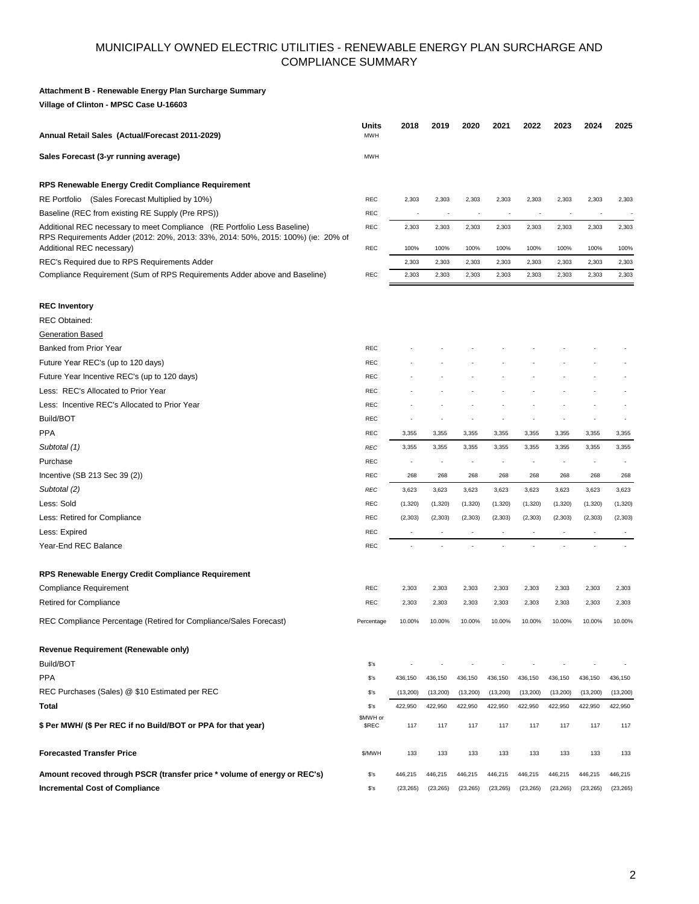# MUNICIPALLY OWNED ELECTRIC UTILITIES - RENEWABLE ENERGY PLAN SURCHARGE AND COMPLIANCE SUMMARY

**Attachment B - Renewable Energy Plan Surcharge Summary**

**Village of Clinton - MPSC Case U-16603**

| | Units | 2018 | 2019 | 2020 | 2021 | 2022 | 2023 | 2024 | 2025 |
|---|---|---|---|---|---|---|---|---|---|
| **Annual Retail Sales (Actual/Forecast 2011-2029)** | MWH | | | | | | | | |
| **Sales Forecast (3-yr running average)** | MWH | | | | | | | | |
| **RPS Renewable Energy Credit Compliance Requirement** | | | | | | | | | |
| RE Portfolio (Sales Forecast Multiplied by 10%) | REC | 2,303 | 2,303 | 2,303 | 2,303 | 2,303 | 2,303 | 2,303 | 2,303 |
| Baseline (REC from existing RE Supply (Pre RPS)) | REC | - | - | - | - | - | - | - | - |
| Additional REC necessary to meet Compliance (RE Portfolio Less Baseline) | REC | 2,303 | 2,303 | 2,303 | 2,303 | 2,303 | 2,303 | 2,303 | 2,303 |
| RPS Requirements Adder (2012: 20%, 2013: 33%, 2014: 50%, 2015: 100%) (ie: 20% of Additional REC necessary) | REC | 100% | 100% | 100% | 100% | 100% | 100% | 100% | 100% |
| REC's Required due to RPS Requirements Adder | | 2,303 | 2,303 | 2,303 | 2,303 | 2,303 | 2,303 | 2,303 | 2,303 |
| Compliance Requirement (Sum of RPS Requirements Adder above and Baseline) | REC | 2,303 | 2,303 | 2,303 | 2,303 | 2,303 | 2,303 | 2,303 | 2,303 |
| **REC Inventory** | | | | | | | | | |
| REC Obtained: | | | | | | | | | |
| Generation Based | | | | | | | | | |
| Banked from Prior Year | REC | - | - | - | - | - | - | - | - |
| Future Year REC's (up to 120 days) | REC | - | - | - | - | - | - | - | - |
| Future Year Incentive REC's (up to 120 days) | REC | - | - | - | - | - | - | - | - |
| Less: REC's Allocated to Prior Year | REC | - | - | - | - | - | - | - | - |
| Less: Incentive REC's Allocated to Prior Year | REC | - | - | - | - | - | - | - | - |
| Build/BOT | REC | - | - | - | - | - | - | - | - |
| PPA | REC | 3,355 | 3,355 | 3,355 | 3,355 | 3,355 | 3,355 | 3,355 | 3,355 |
| *Subtotal (1)* | *REC* | 3,355 | 3,355 | 3,355 | 3,355 | 3,355 | 3,355 | 3,355 | 3,355 |
| Purchase | REC | - | - | - | - | - | - | - | - |
| Incentive (SB 213 Sec 39 (2)) | REC | 268 | 268 | 268 | 268 | 268 | 268 | 268 | 268 |
| *Subtotal (2)* | *REC* | 3,623 | 3,623 | 3,623 | 3,623 | 3,623 | 3,623 | 3,623 | 3,623 |
| Less: Sold | REC | (1,320) | (1,320) | (1,320) | (1,320) | (1,320) | (1,320) | (1,320) | (1,320) |
| Less: Retired for Compliance | REC | (2,303) | (2,303) | (2,303) | (2,303) | (2,303) | (2,303) | (2,303) | (2,303) |
| Less: Expired | REC | - | - | - | - | - | - | - | - |
| Year-End REC Balance | REC | - | - | - | - | - | - | - | - |
| **RPS Renewable Energy Credit Compliance Requirement** | | | | | | | | | |
| Compliance Requirement | REC | 2,303 | 2,303 | 2,303 | 2,303 | 2,303 | 2,303 | 2,303 | 2,303 |
| Retired for Compliance | REC | 2,303 | 2,303 | 2,303 | 2,303 | 2,303 | 2,303 | 2,303 | 2,303 |
| REC Compliance Percentage (Retired for Compliance/Sales Forecast) | Percentage | 10.00% | 10.00% | 10.00% | 10.00% | 10.00% | 10.00% | 10.00% | 10.00% |
| **Revenue Requirement (Renewable only)** | | | | | | | | | |
| Build/BOT | $'s | - | - | - | - | - | - | - | - |
| PPA | $'s | 436,150 | 436,150 | 436,150 | 436,150 | 436,150 | 436,150 | 436,150 | 436,150 |
| REC Purchases (Sales) @ $10 Estimated per REC | $'s | (13,200) | (13,200) | (13,200) | (13,200) | (13,200) | (13,200) | (13,200) | (13,200) |
| **Total** | $'s | 422,950 | 422,950 | 422,950 | 422,950 | 422,950 | 422,950 | 422,950 | 422,950 |
| **$ Per MWH/ ($ Per REC if no Build/BOT or PPA for that year)** | $MWH or $REC | 117 | 117 | 117 | 117 | 117 | 117 | 117 | 117 |
| **Forecasted Transfer Price** | $/MWH | 133 | 133 | 133 | 133 | 133 | 133 | 133 | 133 |
| **Amount recoved through PSCR (transfer price * volume of energy or REC's)** | $'s | 446,215 | 446,215 | 446,215 | 446,215 | 446,215 | 446,215 | 446,215 | 446,215 |
| **Incremental Cost of Compliance** | $'s | (23,265) | (23,265) | (23,265) | (23,265) | (23,265) | (23,265) | (23,265) | (23,265) |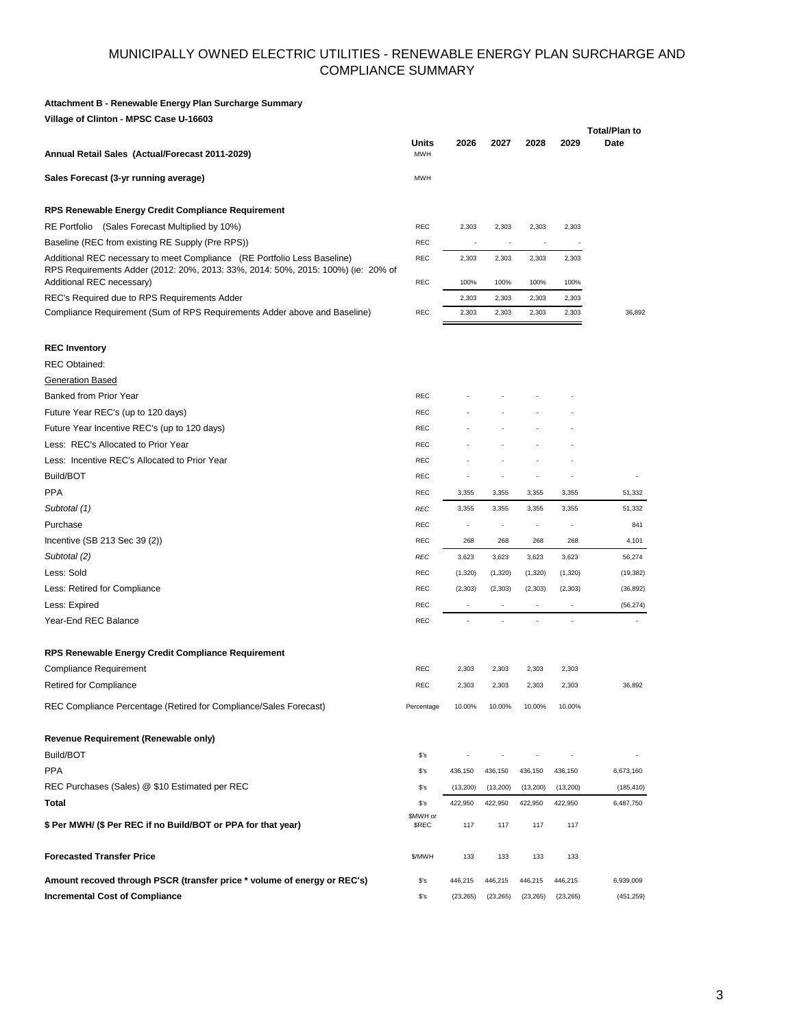# MUNICIPALLY OWNED ELECTRIC UTILITIES - RENEWABLE ENERGY PLAN SURCHARGE AND COMPLIANCE SUMMARY

**Attachment B - Renewable Energy Plan Surcharge Summary**

**Village of Clinton - MPSC Case U-16603**

| | Units | 2026 | 2027 | 2028 | 2029 | Total/Plan to Date |
|---|---|---|---|---|---|---|
| **Annual Retail Sales (Actual/Forecast 2011-2029)** | MWH | | | | | |
| **Sales Forecast (3-yr running average)** | MWH | | | | | |
| **RPS Renewable Energy Credit Compliance Requirement** | | | | | | |
| RE Portfolio (Sales Forecast Multiplied by 10%) | REC | 2,303 | 2,303 | 2,303 | 2,303 | |
| Baseline (REC from existing RE Supply (Pre RPS)) | REC | - | - | - | - | |
| Additional REC necessary to meet Compliance (RE Portfolio Less Baseline) | REC | 2,303 | 2,303 | 2,303 | 2,303 | |
| RPS Requirements Adder (2012: 20%, 2013: 33%, 2014: 50%, 2015: 100%) (ie: 20% of Additional REC necessary) | REC | 100% | 100% | 100% | 100% | |
| REC's Required due to RPS Requirements Adder | | 2,303 | 2,303 | 2,303 | 2,303 | |
| Compliance Requirement (Sum of RPS Requirements Adder above and Baseline) | REC | 2,303 | 2,303 | 2,303 | 2,303 | 36,892 |
| **REC Inventory** | | | | | | |
| REC Obtained: | | | | | | |
| Generation Based | | | | | | |
| Banked from Prior Year | REC | - | - | - | - | |
| Future Year REC's (up to 120 days) | REC | - | - | - | - | |
| Future Year Incentive REC's (up to 120 days) | REC | - | - | - | - | |
| Less: REC's Allocated to Prior Year | REC | - | - | - | - | |
| Less: Incentive REC's Allocated to Prior Year | REC | - | - | - | - | |
| Build/BOT | REC | - | - | - | - | - |
| PPA | REC | 3,355 | 3,355 | 3,355 | 3,355 | 51,332 |
| *Subtotal (1)* | *REC* | 3,355 | 3,355 | 3,355 | 3,355 | 51,332 |
| Purchase | REC | - | - | - | - | 841 |
| Incentive (SB 213 Sec 39 (2)) | REC | 268 | 268 | 268 | 268 | 4,101 |
| *Subtotal (2)* | *REC* | 3,623 | 3,623 | 3,623 | 3,623 | 56,274 |
| Less: Sold | REC | (1,320) | (1,320) | (1,320) | (1,320) | (19,382) |
| Less: Retired for Compliance | REC | (2,303) | (2,303) | (2,303) | (2,303) | (36,892) |
| Less: Expired | REC | - | - | - | - | (56,274) |
| Year-End REC Balance | REC | - | - | - | - | - |
| **RPS Renewable Energy Credit Compliance Requirement** | | | | | | |
| Compliance Requirement | REC | 2,303 | 2,303 | 2,303 | 2,303 | |
| Retired for Compliance | REC | 2,303 | 2,303 | 2,303 | 2,303 | 36,892 |
| REC Compliance Percentage (Retired for Compliance/Sales Forecast) | Percentage | 10.00% | 10.00% | 10.00% | 10.00% | |
| **Revenue Requirement (Renewable only)** | | | | | | |
| Build/BOT | $'s | - | - | - | - | - |
| PPA | $'s | 436,150 | 436,150 | 436,150 | 436,150 | 6,673,160 |
| REC Purchases (Sales) @ $10 Estimated per REC | $'s | (13,200) | (13,200) | (13,200) | (13,200) | (185,410) |
| **Total** | $'s | 422,950 | 422,950 | 422,950 | 422,950 | 6,487,750 |
| **$ Per MWH/ ($ Per REC if no Build/BOT or PPA for that year)** | $MWH or $REC | 117 | 117 | 117 | 117 | |
| **Forecasted Transfer Price** | $/MWH | 133 | 133 | 133 | 133 | |
| **Amount recoved through PSCR (transfer price * volume of energy or REC's)** | $'s | 446,215 | 446,215 | 446,215 | 446,215 | 6,939,009 |
| **Incremental Cost of Compliance** | $'s | (23,265) | (23,265) | (23,265) | (23,265) | (451,259) |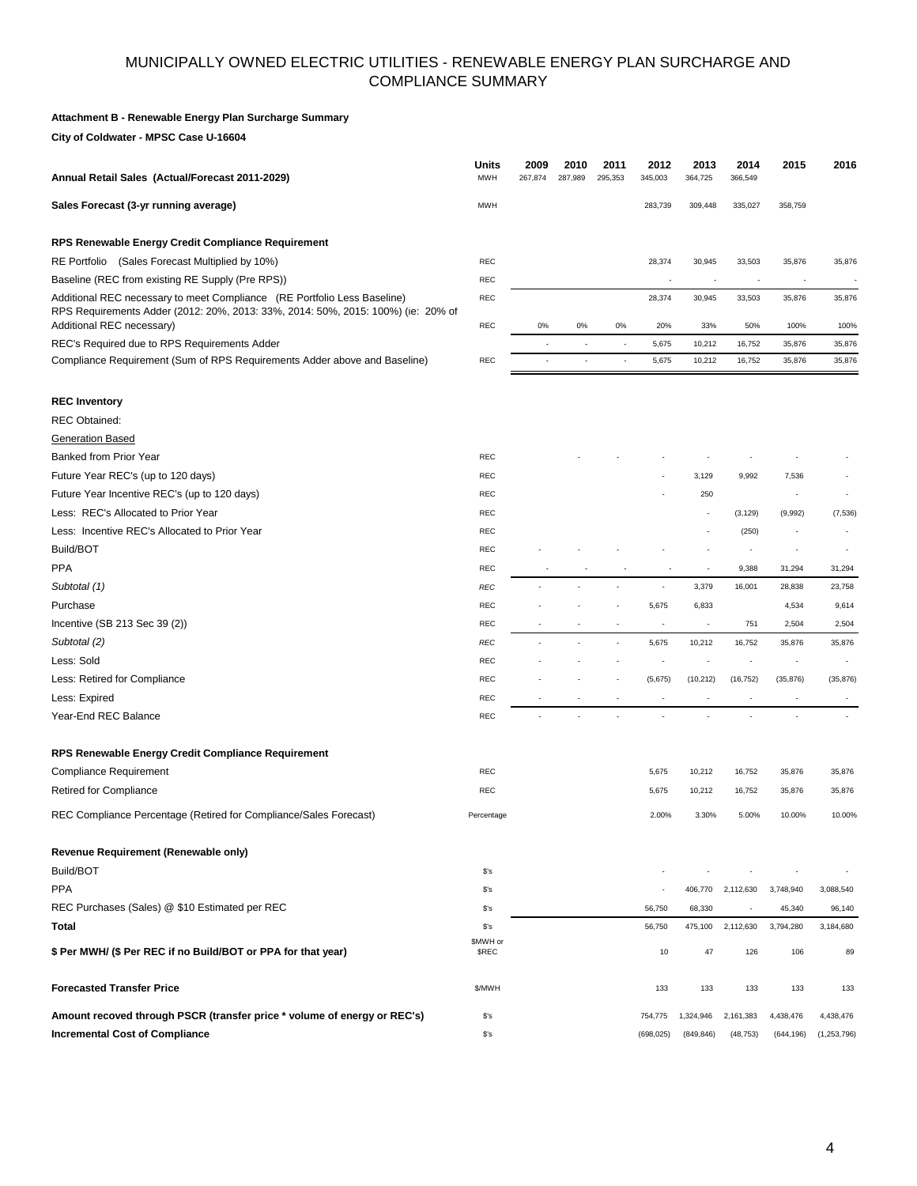# MUNICIPALLY OWNED ELECTRIC UTILITIES - RENEWABLE ENERGY PLAN SURCHARGE AND COMPLIANCE SUMMARY

**Attachment B - Renewable Energy Plan Surcharge Summary**

**City of Coldwater - MPSC Case U-16604**

| | Units | 2009 | 2010 | 2011 | 2012 | 2013 | 2014 | 2015 | 2016 |
|---|---|---|---|---|---|---|---|---|---|
| **Annual Retail Sales (Actual/Forecast 2011-2029)** | MWH | 267,874 | 287,989 | 295,353 | 345,003 | 364,725 | 366,549 | | |
| **Sales Forecast (3-yr running average)** | MWH | | | | 283,739 | 309,448 | 335,027 | 358,759 | |
| **RPS Renewable Energy Credit Compliance Requirement** | | | | | | | | | |
| RE Portfolio (Sales Forecast Multiplied by 10%) | REC | | | | 28,374 | 30,945 | 33,503 | 35,876 | 35,876 |
| Baseline (REC from existing RE Supply (Pre RPS)) | REC | | | | - | - | - | - | - |
| Additional REC necessary to meet Compliance (RE Portfolio Less Baseline) | REC | | | | 28,374 | 30,945 | 33,503 | 35,876 | 35,876 |
| RPS Requirements Adder (2012: 20%, 2013: 33%, 2014: 50%, 2015: 100%) (ie: 20% of Additional REC necessary) | REC | 0% | 0% | 0% | 20% | 33% | 50% | 100% | 100% |
| REC's Required due to RPS Requirements Adder | | - | - | - | 5,675 | 10,212 | 16,752 | 35,876 | 35,876 |
| Compliance Requirement (Sum of RPS Requirements Adder above and Baseline) | REC | - | - | - | 5,675 | 10,212 | 16,752 | 35,876 | 35,876 |
| **REC Inventory** | | | | | | | | | |
| REC Obtained: | | | | | | | | | |
| Generation Based | | | | | | | | | |
| Banked from Prior Year | REC | | - | - | - | - | - | - | - |
| Future Year REC's (up to 120 days) | REC | | | | - | 3,129 | 9,992 | 7,536 | - |
| Future Year Incentive REC's (up to 120 days) | REC | | | | - | 250 | | - | - |
| Less: REC's Allocated to Prior Year | REC | | | | | - | (3,129) | (9,992) | (7,536) |
| Less: Incentive REC's Allocated to Prior Year | REC | | | | | - | (250) | - | - |
| Build/BOT | REC | - | - | - | - | - | - | - | - |
| PPA | REC | - | - | - | - | - | 9,388 | 31,294 | 31,294 |
| *Subtotal (1)* | *REC* | - | - | - | - | 3,379 | 16,001 | 28,838 | 23,758 |
| Purchase | REC | - | - | - | 5,675 | 6,833 | | 4,534 | 9,614 |
| Incentive (SB 213 Sec 39 (2)) | REC | - | - | - | - | - | 751 | 2,504 | 2,504 |
| *Subtotal (2)* | *REC* | - | - | - | 5,675 | 10,212 | 16,752 | 35,876 | 35,876 |
| Less: Sold | REC | - | - | - | - | - | - | - | - |
| Less: Retired for Compliance | REC | - | - | - | (5,675) | (10,212) | (16,752) | (35,876) | (35,876) |
| Less: Expired | REC | - | - | - | - | - | - | - | - |
| Year-End REC Balance | REC | - | - | - | - | - | - | - | - |
| **RPS Renewable Energy Credit Compliance Requirement** | | | | | | | | | |
| Compliance Requirement | REC | | | | 5,675 | 10,212 | 16,752 | 35,876 | 35,876 |
| Retired for Compliance | REC | | | | 5,675 | 10,212 | 16,752 | 35,876 | 35,876 |
| REC Compliance Percentage (Retired for Compliance/Sales Forecast) | Percentage | | | | 2.00% | 3.30% | 5.00% | 10.00% | 10.00% |
| **Revenue Requirement (Renewable only)** | | | | | | | | | |
| Build/BOT | $'s | | | | - | - | - | - | - |
| PPA | $'s | | | | - | 406,770 | 2,112,630 | 3,748,940 | 3,088,540 |
| REC Purchases (Sales) @ $10 Estimated per REC | $'s | | | | 56,750 | 68,330 | - | 45,340 | 96,140 |
| **Total** | $'s | | | | 56,750 | 475,100 | 2,112,630 | 3,794,280 | 3,184,680 |
| **$ Per MWH/ ($ Per REC if no Build/BOT or PPA for that year)** | $MWH or $REC | | | | 10 | 47 | 126 | 106 | 89 |
| **Forecasted Transfer Price** | $/MWH | | | | 133 | 133 | 133 | 133 | 133 |
| **Amount recoved through PSCR (transfer price * volume of energy or REC's)** | $'s | | | | 754,775 | 1,324,946 | 2,161,383 | 4,438,476 | 4,438,476 |
| **Incremental Cost of Compliance** | $'s | | | | (698,025) | (849,846) | (48,753) | (644,196) | (1,253,796) |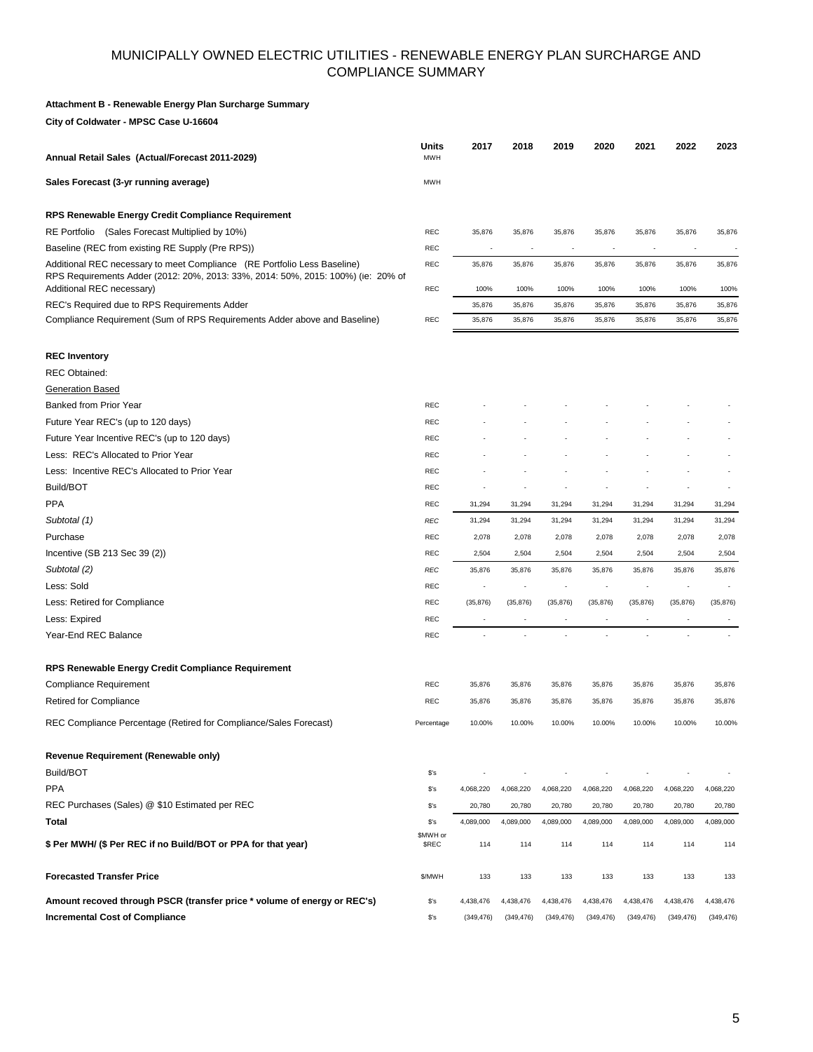# MUNICIPALLY OWNED ELECTRIC UTILITIES - RENEWABLE ENERGY PLAN SURCHARGE AND COMPLIANCE SUMMARY

**Attachment B - Renewable Energy Plan Surcharge Summary**

**City of Coldwater - MPSC Case U-16604**

| **Annual Retail Sales (Actual/Forecast 2011-2029)** | **Units** MWH | **2017** | **2018** | **2019** | **2020** | **2021** | **2022** | **2023** |
|---|---|---|---|---|---|---|---|---|
| **Sales Forecast (3-yr running average)** | MWH | | | | | | | |
| **RPS Renewable Energy Credit Compliance Requirement** | | | | | | | | |
| RE Portfolio (Sales Forecast Multiplied by 10%) | REC | 35,876 | 35,876 | 35,876 | 35,876 | 35,876 | 35,876 | 35,876 |
| Baseline (REC from existing RE Supply (Pre RPS)) | REC | - | - | - | - | - | - | - |
| Additional REC necessary to meet Compliance (RE Portfolio Less Baseline) | REC | 35,876 | 35,876 | 35,876 | 35,876 | 35,876 | 35,876 | 35,876 |
| RPS Requirements Adder (2012: 20%, 2013: 33%, 2014: 50%, 2015: 100%) (ie: 20% of Additional REC necessary) | REC | 100% | 100% | 100% | 100% | 100% | 100% | 100% |
| REC's Required due to RPS Requirements Adder | | 35,876 | 35,876 | 35,876 | 35,876 | 35,876 | 35,876 | 35,876 |
| Compliance Requirement (Sum of RPS Requirements Adder above and Baseline) | REC | 35,876 | 35,876 | 35,876 | 35,876 | 35,876 | 35,876 | 35,876 |
| **REC Inventory** | | | | | | | | |
| REC Obtained: | | | | | | | | |
| Generation Based | | | | | | | | |
| Banked from Prior Year | REC | - | - | - | - | - | - | - |
| Future Year REC's (up to 120 days) | REC | - | - | - | - | - | - | - |
| Future Year Incentive REC's (up to 120 days) | REC | - | - | - | - | - | - | - |
| Less: REC's Allocated to Prior Year | REC | - | - | - | - | - | - | - |
| Less: Incentive REC's Allocated to Prior Year | REC | - | - | - | - | - | - | - |
| Build/BOT | REC | - | - | - | - | - | - | - |
| PPA | REC | 31,294 | 31,294 | 31,294 | 31,294 | 31,294 | 31,294 | 31,294 |
| *Subtotal (1)* | *REC* | 31,294 | 31,294 | 31,294 | 31,294 | 31,294 | 31,294 | 31,294 |
| Purchase | REC | 2,078 | 2,078 | 2,078 | 2,078 | 2,078 | 2,078 | 2,078 |
| Incentive (SB 213 Sec 39 (2)) | REC | 2,504 | 2,504 | 2,504 | 2,504 | 2,504 | 2,504 | 2,504 |
| *Subtotal (2)* | *REC* | 35,876 | 35,876 | 35,876 | 35,876 | 35,876 | 35,876 | 35,876 |
| Less: Sold | REC | - | - | - | - | - | - | - |
| Less: Retired for Compliance | REC | (35,876) | (35,876) | (35,876) | (35,876) | (35,876) | (35,876) | (35,876) |
| Less: Expired | REC | - | - | - | - | - | - | - |
| Year-End REC Balance | REC | - | - | - | - | - | - | - |
| **RPS Renewable Energy Credit Compliance Requirement** | | | | | | | | |
| Compliance Requirement | REC | 35,876 | 35,876 | 35,876 | 35,876 | 35,876 | 35,876 | 35,876 |
| Retired for Compliance | REC | 35,876 | 35,876 | 35,876 | 35,876 | 35,876 | 35,876 | 35,876 |
| REC Compliance Percentage (Retired for Compliance/Sales Forecast) | Percentage | 10.00% | 10.00% | 10.00% | 10.00% | 10.00% | 10.00% | 10.00% |
| **Revenue Requirement (Renewable only)** | | | | | | | | |
| Build/BOT | $'s | - | - | - | - | - | - | - |
| PPA | $'s | 4,068,220 | 4,068,220 | 4,068,220 | 4,068,220 | 4,068,220 | 4,068,220 | 4,068,220 |
| REC Purchases (Sales) @ $10 Estimated per REC | $'s | 20,780 | 20,780 | 20,780 | 20,780 | 20,780 | 20,780 | 20,780 |
| **Total** | $'s | 4,089,000 | 4,089,000 | 4,089,000 | 4,089,000 | 4,089,000 | 4,089,000 | 4,089,000 |
| **$ Per MWH/ ($ Per REC if no Build/BOT or PPA for that year)** | $MWH or $REC | 114 | 114 | 114 | 114 | 114 | 114 | 114 |
| **Forecasted Transfer Price** | $/MWH | 133 | 133 | 133 | 133 | 133 | 133 | 133 |
| **Amount recoved through PSCR (transfer price * volume of energy or REC's)** | $'s | 4,438,476 | 4,438,476 | 4,438,476 | 4,438,476 | 4,438,476 | 4,438,476 | 4,438,476 |
| **Incremental Cost of Compliance** | $'s | (349,476) | (349,476) | (349,476) | (349,476) | (349,476) | (349,476) | (349,476) |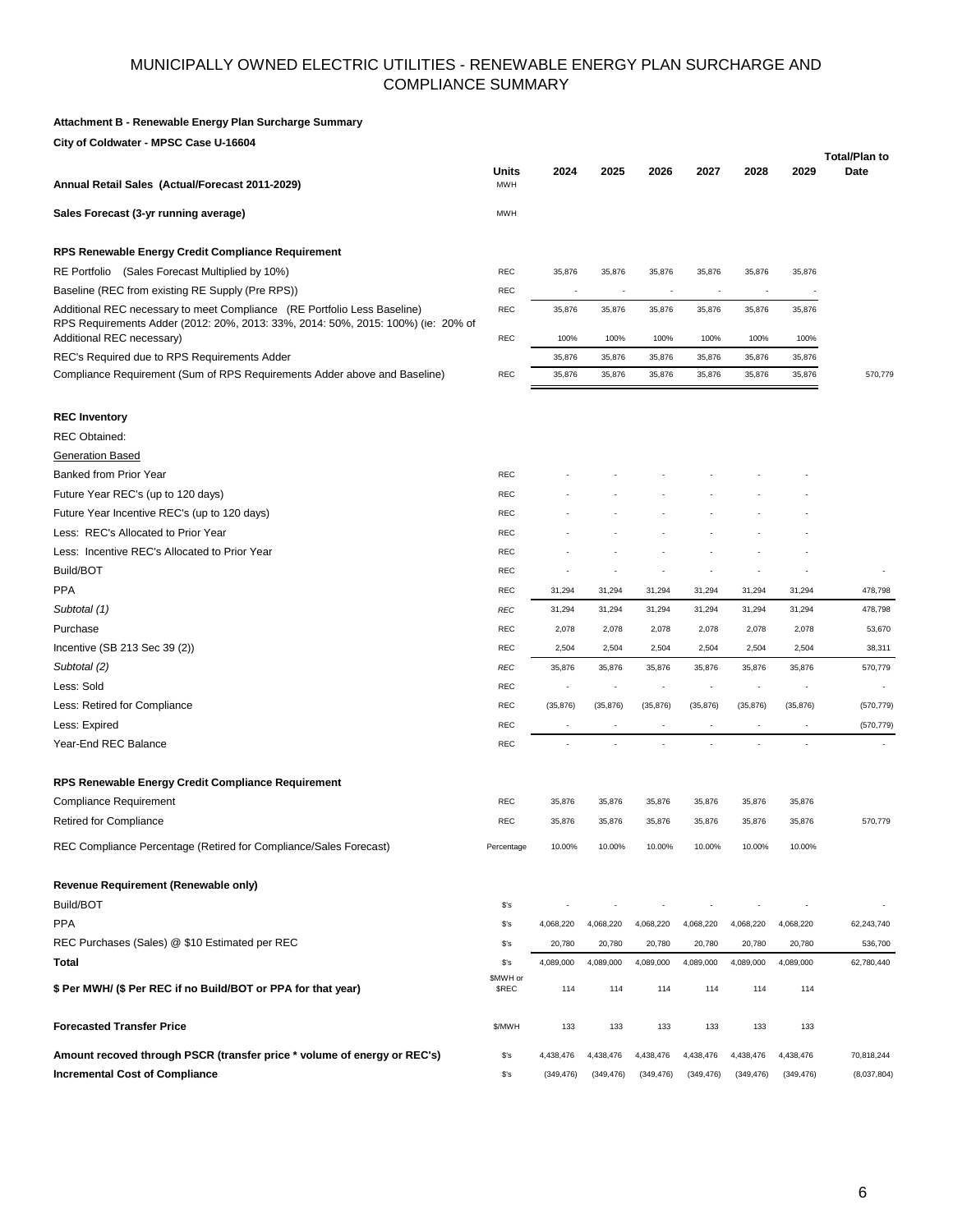# MUNICIPALLY OWNED ELECTRIC UTILITIES - RENEWABLE ENERGY PLAN SURCHARGE AND COMPLIANCE SUMMARY

**Attachment B - Renewable Energy Plan Surcharge Summary**

**City of Coldwater - MPSC Case U-16604**

| | Units | 2024 | 2025 | 2026 | 2027 | 2028 | 2029 | Total/Plan to Date |
|---|---|---|---|---|---|---|---|---|
| **Annual Retail Sales (Actual/Forecast 2011-2029)** | MWH | | | | | | | |
| **Sales Forecast (3-yr running average)** | MWH | | | | | | | |
| **RPS Renewable Energy Credit Compliance Requirement** | | | | | | | | |
| RE Portfolio (Sales Forecast Multiplied by 10%) | REC | 35,876 | 35,876 | 35,876 | 35,876 | 35,876 | 35,876 | |
| Baseline (REC from existing RE Supply (Pre RPS)) | REC | - | - | - | - | - | - | |
| Additional REC necessary to meet Compliance (RE Portfolio Less Baseline) | REC | 35,876 | 35,876 | 35,876 | 35,876 | 35,876 | 35,876 | |
| RPS Requirements Adder (2012: 20%, 2013: 33%, 2014: 50%, 2015: 100%) (ie: 20% of Additional REC necessary) | REC | 100% | 100% | 100% | 100% | 100% | 100% | |
| REC's Required due to RPS Requirements Adder | | 35,876 | 35,876 | 35,876 | 35,876 | 35,876 | 35,876 | |
| Compliance Requirement (Sum of RPS Requirements Adder above and Baseline) | REC | 35,876 | 35,876 | 35,876 | 35,876 | 35,876 | 35,876 | 570,779 |
| **REC Inventory** | | | | | | | | |
| REC Obtained: | | | | | | | | |
| Generation Based | | | | | | | | |
| Banked from Prior Year | REC | - | - | - | - | - | - | |
| Future Year REC's (up to 120 days) | REC | - | - | - | - | - | - | |
| Future Year Incentive REC's (up to 120 days) | REC | - | - | - | - | - | - | |
| Less: REC's Allocated to Prior Year | REC | - | - | - | - | - | - | |
| Less: Incentive REC's Allocated to Prior Year | REC | - | - | - | - | - | - | |
| Build/BOT | REC | - | - | - | - | - | - | - |
| PPA | REC | 31,294 | 31,294 | 31,294 | 31,294 | 31,294 | 31,294 | 478,798 |
| *Subtotal (1)* | *REC* | 31,294 | 31,294 | 31,294 | 31,294 | 31,294 | 31,294 | 478,798 |
| Purchase | REC | 2,078 | 2,078 | 2,078 | 2,078 | 2,078 | 2,078 | 53,670 |
| Incentive (SB 213 Sec 39 (2)) | REC | 2,504 | 2,504 | 2,504 | 2,504 | 2,504 | 2,504 | 38,311 |
| *Subtotal (2)* | *REC* | 35,876 | 35,876 | 35,876 | 35,876 | 35,876 | 35,876 | 570,779 |
| Less: Sold | REC | - | - | - | - | - | - | - |
| Less: Retired for Compliance | REC | (35,876) | (35,876) | (35,876) | (35,876) | (35,876) | (35,876) | (570,779) |
| Less: Expired | REC | - | - | - | - | - | - | (570,779) |
| Year-End REC Balance | REC | - | - | - | - | - | - | - |
| **RPS Renewable Energy Credit Compliance Requirement** | | | | | | | | |
| Compliance Requirement | REC | 35,876 | 35,876 | 35,876 | 35,876 | 35,876 | 35,876 | |
| Retired for Compliance | REC | 35,876 | 35,876 | 35,876 | 35,876 | 35,876 | 35,876 | 570,779 |
| REC Compliance Percentage (Retired for Compliance/Sales Forecast) | Percentage | 10.00% | 10.00% | 10.00% | 10.00% | 10.00% | 10.00% | |
| **Revenue Requirement (Renewable only)** | | | | | | | | |
| Build/BOT | $'s | - | - | - | - | - | - | - |
| PPA | $'s | 4,068,220 | 4,068,220 | 4,068,220 | 4,068,220 | 4,068,220 | 4,068,220 | 62,243,740 |
| REC Purchases (Sales) @ $10 Estimated per REC | $'s | 20,780 | 20,780 | 20,780 | 20,780 | 20,780 | 20,780 | 536,700 |
| **Total** | $'s | 4,089,000 | 4,089,000 | 4,089,000 | 4,089,000 | 4,089,000 | 4,089,000 | 62,780,440 |
| **$ Per MWH/ ($ Per REC if no Build/BOT or PPA for that year)** | $MWH or $REC | 114 | 114 | 114 | 114 | 114 | 114 | |
| **Forecasted Transfer Price** | $/MWH | 133 | 133 | 133 | 133 | 133 | 133 | |
| **Amount recoved through PSCR (transfer price * volume of energy or REC's)** | $'s | 4,438,476 | 4,438,476 | 4,438,476 | 4,438,476 | 4,438,476 | 4,438,476 | 70,818,244 |
| **Incremental Cost of Compliance** | $'s | (349,476) | (349,476) | (349,476) | (349,476) | (349,476) | (349,476) | (8,037,804) |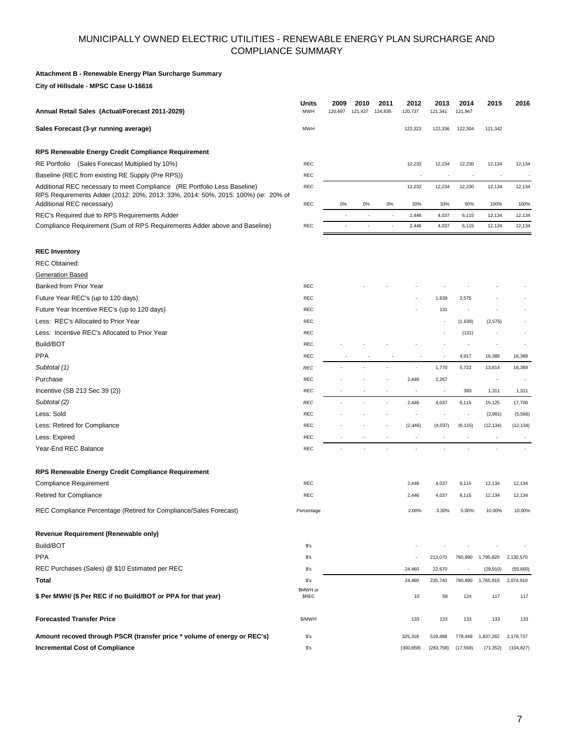# MUNICIPALLY OWNED ELECTRIC UTILITIES - RENEWABLE ENERGY PLAN SURCHARGE AND COMPLIANCE SUMMARY

**Attachment B - Renewable Energy Plan Surcharge Summary**

**City of Hillsdale - MPSC Case U-16616**

| | Units | 2009 | 2010 | 2011 | 2012 | 2013 | 2014 | 2015 | 2016 |
|---|---|---|---|---|---|---|---|---|---|
| **Annual Retail Sales (Actual/Forecast 2011-2029)** | MWH | 120,697 | 121,437 | 124,835 | 120,737 | 121,341 | 121,947 | | |
| **Sales Forecast (3-yr running average)** | MWH | | | | 122,323 | 122,336 | 122,304 | 121,342 | |
| **RPS Renewable Energy Credit Compliance Requirement** | | | | | | | | | |
| RE Portfolio (Sales Forecast Multiplied by 10%) | REC | | | | 12,232 | 12,234 | 12,230 | 12,134 | 12,134 |
| Baseline (REC from existing RE Supply (Pre RPS)) | REC | | | | - | - | - | - | - |
| Additional REC necessary to meet Compliance (RE Portfolio Less Baseline) | REC | | | | 12,232 | 12,234 | 12,230 | 12,134 | 12,134 |
| RPS Requirements Adder (2012: 20%, 2013: 33%, 2014: 50%, 2015: 100%) (ie: 20% of Additional REC necessary) | REC | 0% | 0% | 0% | 20% | 33% | 50% | 100% | 100% |
| REC's Required due to RPS Requirements Adder | | - | - | - | 2,446 | 4,037 | 6,115 | 12,134 | 12,134 |
| Compliance Requirement (Sum of RPS Requirements Adder above and Baseline) | REC | - | - | - | 2,446 | 4,037 | 6,115 | 12,134 | 12,134 |
| **REC Inventory** | | | | | | | | | |
| REC Obtained: | | | | | | | | | |
| Generation Based | | | | | | | | | |
| Banked from Prior Year | REC | | - | - | - | - | - | - | - |
| Future Year REC's (up to 120 days) | REC | | | | - | 1,639 | 2,575 | - | - |
| Future Year Incentive REC's (up to 120 days) | REC | | | | - | 131 | - | - | - |
| Less: REC's Allocated to Prior Year | REC | | | | | - | (1,639) | (2,575) | - |
| Less: Incentive REC's Allocated to Prior Year | REC | | | | | - | (131) | - | - |
| Build/BOT | REC | - | - | - | - | - | - | - | - |
| PPA | REC | - | - | - | - | - | 4,917 | 16,389 | 16,389 |
| *Subtotal (1)* | *REC* | - | - | - | - | 1,770 | 5,722 | 13,814 | 16,389 |
| Purchase | REC | - | - | - | 2,446 | 2,267 | | - | - |
| Incentive (SB 213 Sec 39 (2)) | REC | - | - | - | - | - | 393 | 1,311 | 1,311 |
| *Subtotal (2)* | *REC* | - | - | - | 2,446 | 4,037 | 6,115 | 15,125 | 17,700 |
| Less: Sold | REC | - | - | - | - | - | - | (2,991) | (5,566) |
| Less: Retired for Compliance | REC | - | - | - | (2,446) | (4,037) | (6,115) | (12,134) | (12,134) |
| Less: Expired | REC | - | - | - | - | - | - | - | - |
| Year-End REC Balance | REC | - | - | - | - | - | - | - | - |
| **RPS Renewable Energy Credit Compliance Requirement** | | | | | | | | | |
| Compliance Requirement | REC | | | | 2,446 | 4,037 | 6,115 | 12,134 | 12,134 |
| Retired for Compliance | REC | | | | 2,446 | 4,037 | 6,115 | 12,134 | 12,134 |
| REC Compliance Percentage (Retired for Compliance/Sales Forecast) | Percentage | | | | 2.00% | 3.30% | 5.00% | 10.00% | 10.00% |
| **Revenue Requirement (Renewable only)** | | | | | | | | | |
| Build/BOT | $'s | | | | - | - | - | - | - |
| PPA | $'s | | | | - | 213,070 | 760,890 | 1,795,820 | 2,130,570 |
| REC Purchases (Sales) @ $10 Estimated per REC | $'s | | | | 24,460 | 22,670 | - | (29,910) | (55,660) |
| **Total** | $'s | | | | 24,460 | 235,740 | 760,890 | 1,765,910 | 2,074,910 |
| **$ Per MWH/ ($ Per REC if no Build/BOT or PPA for that year)** | $MWH or $REC | | | | 10 | 58 | 124 | 117 | 117 |
| **Forecasted Transfer Price** | $/MWH | | | | 133 | 133 | 133 | 133 | 133 |
| **Amount recoved through PSCR (transfer price * volume of energy or REC's)** | $'s | | | | 325,318 | 519,498 | 778,449 | 1,837,262 | 2,179,737 |
| **Incremental Cost of Compliance** | $'s | | | | (300,858) | (283,758) | (17,559) | (71,352) | (104,827) |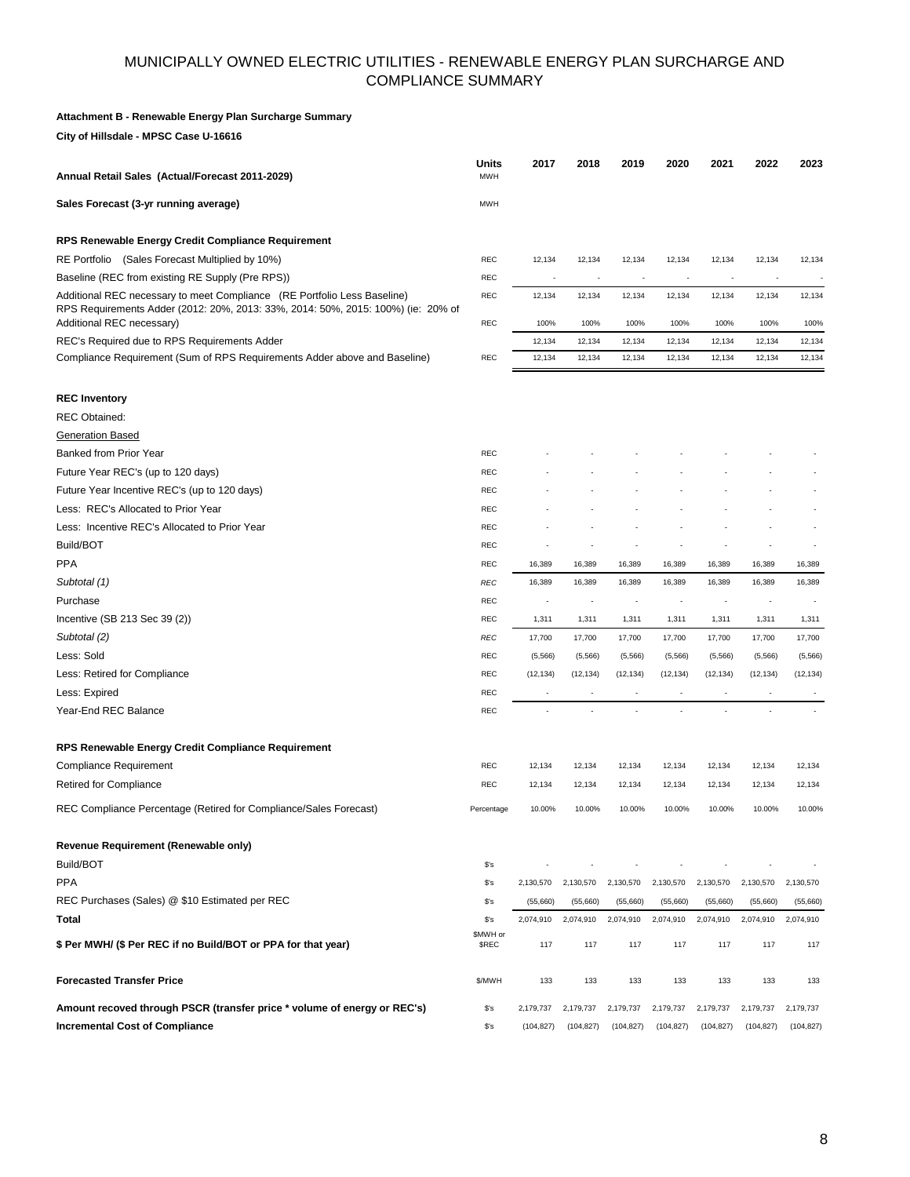# MUNICIPALLY OWNED ELECTRIC UTILITIES - RENEWABLE ENERGY PLAN SURCHARGE AND COMPLIANCE SUMMARY

**Attachment B - Renewable Energy Plan Surcharge Summary**

**City of Hillsdale - MPSC Case U-16616**

| | Units | 2017 | 2018 | 2019 | 2020 | 2021 | 2022 | 2023 |
|---|---|---|---|---|---|---|---|---|
| **Annual Retail Sales (Actual/Forecast 2011-2029)** | MWH | | | | | | | |
| **Sales Forecast (3-yr running average)** | MWH | | | | | | | |
| **RPS Renewable Energy Credit Compliance Requirement** | | | | | | | | |
| RE Portfolio (Sales Forecast Multiplied by 10%) | REC | 12,134 | 12,134 | 12,134 | 12,134 | 12,134 | 12,134 | 12,134 |
| Baseline (REC from existing RE Supply (Pre RPS)) | REC | - | - | - | - | - | - | - |
| Additional REC necessary to meet Compliance (RE Portfolio Less Baseline) | REC | 12,134 | 12,134 | 12,134 | 12,134 | 12,134 | 12,134 | 12,134 |
| RPS Requirements Adder (2012: 20%, 2013: 33%, 2014: 50%, 2015: 100%) (ie: 20% of Additional REC necessary) | REC | 100% | 100% | 100% | 100% | 100% | 100% | 100% |
| REC's Required due to RPS Requirements Adder | | 12,134 | 12,134 | 12,134 | 12,134 | 12,134 | 12,134 | 12,134 |
| Compliance Requirement (Sum of RPS Requirements Adder above and Baseline) | REC | 12,134 | 12,134 | 12,134 | 12,134 | 12,134 | 12,134 | 12,134 |
| **REC Inventory** | | | | | | | | |
| REC Obtained: | | | | | | | | |
| Generation Based | | | | | | | | |
| Banked from Prior Year | REC | - | - | - | - | - | - | - |
| Future Year REC's (up to 120 days) | REC | - | - | - | - | - | - | - |
| Future Year Incentive REC's (up to 120 days) | REC | - | - | - | - | - | - | - |
| Less: REC's Allocated to Prior Year | REC | - | - | - | - | - | - | - |
| Less: Incentive REC's Allocated to Prior Year | REC | - | - | - | - | - | - | - |
| Build/BOT | REC | - | - | - | - | - | - | - |
| PPA | REC | 16,389 | 16,389 | 16,389 | 16,389 | 16,389 | 16,389 | 16,389 |
| *Subtotal (1)* | *REC* | 16,389 | 16,389 | 16,389 | 16,389 | 16,389 | 16,389 | 16,389 |
| Purchase | REC | - | - | - | - | - | - | - |
| Incentive (SB 213 Sec 39 (2)) | REC | 1,311 | 1,311 | 1,311 | 1,311 | 1,311 | 1,311 | 1,311 |
| *Subtotal (2)* | *REC* | 17,700 | 17,700 | 17,700 | 17,700 | 17,700 | 17,700 | 17,700 |
| Less: Sold | REC | (5,566) | (5,566) | (5,566) | (5,566) | (5,566) | (5,566) | (5,566) |
| Less: Retired for Compliance | REC | (12,134) | (12,134) | (12,134) | (12,134) | (12,134) | (12,134) | (12,134) |
| Less: Expired | REC | - | - | - | - | - | - | - |
| Year-End REC Balance | REC | - | - | - | - | - | - | - |
| **RPS Renewable Energy Credit Compliance Requirement** | | | | | | | | |
| Compliance Requirement | REC | 12,134 | 12,134 | 12,134 | 12,134 | 12,134 | 12,134 | 12,134 |
| Retired for Compliance | REC | 12,134 | 12,134 | 12,134 | 12,134 | 12,134 | 12,134 | 12,134 |
| REC Compliance Percentage (Retired for Compliance/Sales Forecast) | Percentage | 10.00% | 10.00% | 10.00% | 10.00% | 10.00% | 10.00% | 10.00% |
| **Revenue Requirement (Renewable only)** | | | | | | | | |
| Build/BOT | $'s | - | - | - | - | - | - | - |
| PPA | $'s | 2,130,570 | 2,130,570 | 2,130,570 | 2,130,570 | 2,130,570 | 2,130,570 | 2,130,570 |
| REC Purchases (Sales) @ $10 Estimated per REC | $'s | (55,660) | (55,660) | (55,660) | (55,660) | (55,660) | (55,660) | (55,660) |
| **Total** | $'s | 2,074,910 | 2,074,910 | 2,074,910 | 2,074,910 | 2,074,910 | 2,074,910 | 2,074,910 |
| **$ Per MWH/ ($ Per REC if no Build/BOT or PPA for that year)** | $MWH or $REC | 117 | 117 | 117 | 117 | 117 | 117 | 117 |
| **Forecasted Transfer Price** | $/MWH | 133 | 133 | 133 | 133 | 133 | 133 | 133 |
| **Amount recoved through PSCR (transfer price * volume of energy or REC's)** | $'s | 2,179,737 | 2,179,737 | 2,179,737 | 2,179,737 | 2,179,737 | 2,179,737 | 2,179,737 |
| **Incremental Cost of Compliance** | $'s | (104,827) | (104,827) | (104,827) | (104,827) | (104,827) | (104,827) | (104,827) |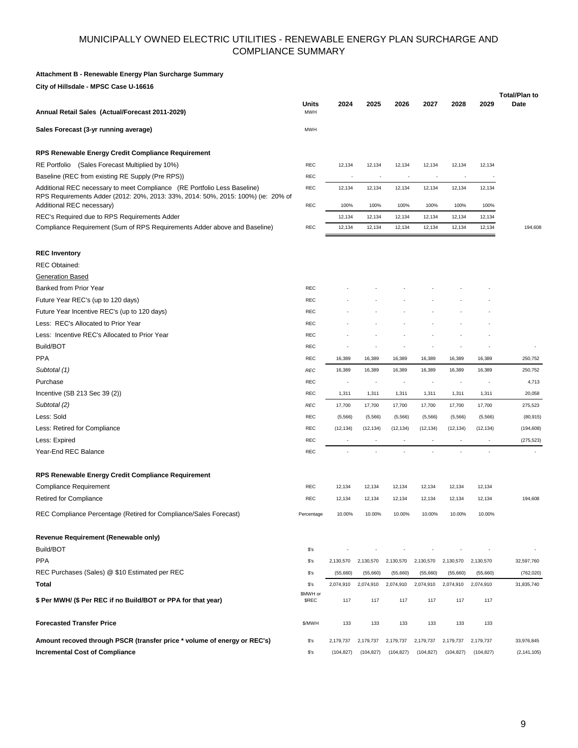# MUNICIPALLY OWNED ELECTRIC UTILITIES - RENEWABLE ENERGY PLAN SURCHARGE AND COMPLIANCE SUMMARY

**Attachment B - Renewable Energy Plan Surcharge Summary**

**City of Hillsdale - MPSC Case U-16616**

| | Units | 2024 | 2025 | 2026 | 2027 | 2028 | 2029 | Total/Plan to Date |
|---|---|---|---|---|---|---|---|---|
| **Annual Retail Sales (Actual/Forecast 2011-2029)** | MWH | | | | | | | |
| **Sales Forecast (3-yr running average)** | MWH | | | | | | | |
| **RPS Renewable Energy Credit Compliance Requirement** | | | | | | | | |
| RE Portfolio (Sales Forecast Multiplied by 10%) | REC | 12,134 | 12,134 | 12,134 | 12,134 | 12,134 | 12,134 | |
| Baseline (REC from existing RE Supply (Pre RPS)) | REC | - | - | - | - | - | - | |
| Additional REC necessary to meet Compliance (RE Portfolio Less Baseline) | REC | 12,134 | 12,134 | 12,134 | 12,134 | 12,134 | 12,134 | |
| RPS Requirements Adder (2012: 20%, 2013: 33%, 2014: 50%, 2015: 100%) (ie: 20% of Additional REC necessary) | REC | 100% | 100% | 100% | 100% | 100% | 100% | |
| REC's Required due to RPS Requirements Adder | | 12,134 | 12,134 | 12,134 | 12,134 | 12,134 | 12,134 | |
| Compliance Requirement (Sum of RPS Requirements Adder above and Baseline) | REC | 12,134 | 12,134 | 12,134 | 12,134 | 12,134 | 12,134 | 194,608 |
| **REC Inventory** | | | | | | | | |
| REC Obtained: | | | | | | | | |
| Generation Based | | | | | | | | |
| Banked from Prior Year | REC | - | - | - | - | - | - | |
| Future Year REC's (up to 120 days) | REC | - | - | - | - | - | - | |
| Future Year Incentive REC's (up to 120 days) | REC | - | - | - | - | - | - | |
| Less: REC's Allocated to Prior Year | REC | - | - | - | - | - | - | |
| Less: Incentive REC's Allocated to Prior Year | REC | - | - | - | - | - | - | |
| Build/BOT | REC | - | - | - | - | - | - | - |
| PPA | REC | 16,389 | 16,389 | 16,389 | 16,389 | 16,389 | 16,389 | 250,752 |
| *Subtotal (1)* | *REC* | 16,389 | 16,389 | 16,389 | 16,389 | 16,389 | 16,389 | 250,752 |
| Purchase | REC | - | - | - | - | - | - | 4,713 |
| Incentive (SB 213 Sec 39 (2)) | REC | 1,311 | 1,311 | 1,311 | 1,311 | 1,311 | 1,311 | 20,058 |
| *Subtotal (2)* | *REC* | 17,700 | 17,700 | 17,700 | 17,700 | 17,700 | 17,700 | 275,523 |
| Less: Sold | REC | (5,566) | (5,566) | (5,566) | (5,566) | (5,566) | (5,566) | (80,915) |
| Less: Retired for Compliance | REC | (12,134) | (12,134) | (12,134) | (12,134) | (12,134) | (12,134) | (194,608) |
| Less: Expired | REC | - | - | - | - | - | - | (275,523) |
| Year-End REC Balance | REC | - | - | - | - | - | - | - |
| **RPS Renewable Energy Credit Compliance Requirement** | | | | | | | | |
| Compliance Requirement | REC | 12,134 | 12,134 | 12,134 | 12,134 | 12,134 | 12,134 | |
| Retired for Compliance | REC | 12,134 | 12,134 | 12,134 | 12,134 | 12,134 | 12,134 | 194,608 |
| REC Compliance Percentage (Retired for Compliance/Sales Forecast) | Percentage | 10.00% | 10.00% | 10.00% | 10.00% | 10.00% | 10.00% | |
| **Revenue Requirement (Renewable only)** | | | | | | | | |
| Build/BOT | $'s | - | - | - | - | - | - | - |
| PPA | $'s | 2,130,570 | 2,130,570 | 2,130,570 | 2,130,570 | 2,130,570 | 2,130,570 | 32,597,760 |
| REC Purchases (Sales) @ $10 Estimated per REC | $'s | (55,660) | (55,660) | (55,660) | (55,660) | (55,660) | (55,660) | (762,020) |
| **Total** | $'s | 2,074,910 | 2,074,910 | 2,074,910 | 2,074,910 | 2,074,910 | 2,074,910 | 31,835,740 |
| **$ Per MWH/ ($ Per REC if no Build/BOT or PPA for that year)** | $MWH or $REC | 117 | 117 | 117 | 117 | 117 | 117 | |
| **Forecasted Transfer Price** | $/MWH | 133 | 133 | 133 | 133 | 133 | 133 | |
| **Amount recoved through PSCR (transfer price * volume of energy or REC's)** | $'s | 2,179,737 | 2,179,737 | 2,179,737 | 2,179,737 | 2,179,737 | 2,179,737 | 33,976,845 |
| **Incremental Cost of Compliance** | $'s | (104,827) | (104,827) | (104,827) | (104,827) | (104,827) | (104,827) | (2,141,105) |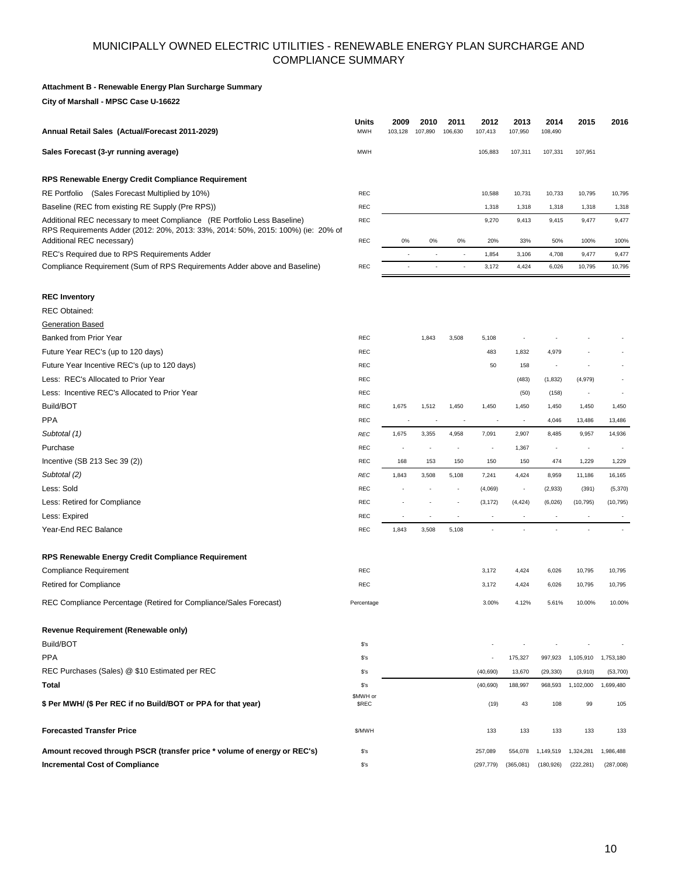# MUNICIPALLY OWNED ELECTRIC UTILITIES - RENEWABLE ENERGY PLAN SURCHARGE AND COMPLIANCE SUMMARY

**Attachment B - Renewable Energy Plan Surcharge Summary**

**City of Marshall - MPSC Case U-16622**

| | Units | 2009 | 2010 | 2011 | 2012 | 2013 | 2014 | 2015 | 2016 |
|---|---|---|---|---|---|---|---|---|---|
| **Annual Retail Sales (Actual/Forecast 2011-2029)** | MWH | 103,128 | 107,890 | 106,630 | 107,413 | 107,950 | 108,490 | | |
| **Sales Forecast (3-yr running average)** | MWH | | | | 105,883 | 107,311 | 107,331 | 107,951 | |
| **RPS Renewable Energy Credit Compliance Requirement** | | | | | | | | | |
| RE Portfolio (Sales Forecast Multiplied by 10%) | REC | | | | 10,588 | 10,731 | 10,733 | 10,795 | 10,795 |
| Baseline (REC from existing RE Supply (Pre RPS)) | REC | | | | 1,318 | 1,318 | 1,318 | 1,318 | 1,318 |
| Additional REC necessary to meet Compliance (RE Portfolio Less Baseline) | REC | | | | 9,270 | 9,413 | 9,415 | 9,477 | 9,477 |
| RPS Requirements Adder (2012: 20%, 2013: 33%, 2014: 50%, 2015: 100%) (ie: 20% of Additional REC necessary) | REC | 0% | 0% | 0% | 20% | 33% | 50% | 100% | 100% |
| REC's Required due to RPS Requirements Adder | | - | - | - | 1,854 | 3,106 | 4,708 | 9,477 | 9,477 |
| Compliance Requirement (Sum of RPS Requirements Adder above and Baseline) | REC | - | - | - | 3,172 | 4,424 | 6,026 | 10,795 | 10,795 |
| **REC Inventory** | | | | | | | | | |
| REC Obtained: | | | | | | | | | |
| Generation Based | | | | | | | | | |
| Banked from Prior Year | REC | | 1,843 | 3,508 | 5,108 | - | - | - | - |
| Future Year REC's (up to 120 days) | REC | | | | 483 | 1,832 | 4,979 | - | - |
| Future Year Incentive REC's (up to 120 days) | REC | | | | 50 | 158 | - | - | - |
| Less: REC's Allocated to Prior Year | REC | | | | | (483) | (1,832) | (4,979) | - |
| Less: Incentive REC's Allocated to Prior Year | REC | | | | | (50) | (158) | - | - |
| Build/BOT | REC | 1,675 | 1,512 | 1,450 | 1,450 | 1,450 | 1,450 | 1,450 | 1,450 |
| PPA | REC | - | - | - | - | - | 4,046 | 13,486 | 13,486 |
| *Subtotal (1)* | *REC* | 1,675 | 3,355 | 4,958 | 7,091 | 2,907 | 8,485 | 9,957 | 14,936 |
| Purchase | REC | - | - | - | - | 1,367 | - | - | - |
| Incentive (SB 213 Sec 39 (2)) | REC | 168 | 153 | 150 | 150 | 150 | 474 | 1,229 | 1,229 |
| *Subtotal (2)* | *REC* | 1,843 | 3,508 | 5,108 | 7,241 | 4,424 | 8,959 | 11,186 | 16,165 |
| Less: Sold | REC | - | - | - | (4,069) | - | (2,933) | (391) | (5,370) |
| Less: Retired for Compliance | REC | - | - | - | (3,172) | (4,424) | (6,026) | (10,795) | (10,795) |
| Less: Expired | REC | - | - | - | - | - | - | - | - |
| Year-End REC Balance | REC | 1,843 | 3,508 | 5,108 | - | - | - | - | - |
| **RPS Renewable Energy Credit Compliance Requirement** | | | | | | | | | |
| Compliance Requirement | REC | | | | 3,172 | 4,424 | 6,026 | 10,795 | 10,795 |
| Retired for Compliance | REC | | | | 3,172 | 4,424 | 6,026 | 10,795 | 10,795 |
| REC Compliance Percentage (Retired for Compliance/Sales Forecast) | Percentage | | | | 3.00% | 4.12% | 5.61% | 10.00% | 10.00% |
| **Revenue Requirement (Renewable only)** | | | | | | | | | |
| Build/BOT | $'s | | | | - | - | - | - | - |
| PPA | $'s | | | | - | 175,327 | 997,923 | 1,105,910 | 1,753,180 |
| REC Purchases (Sales) @ $10 Estimated per REC | $'s | | | | (40,690) | 13,670 | (29,330) | (3,910) | (53,700) |
| **Total** | $'s | | | | (40,690) | 188,997 | 968,593 | 1,102,000 | 1,699,480 |
| **$ Per MWH/ ($ Per REC if no Build/BOT or PPA for that year)** | $MWH or $REC | | | | (19) | 43 | 108 | 99 | 105 |
| **Forecasted Transfer Price** | $/MWH | | | | 133 | 133 | 133 | 133 | 133 |
| **Amount recoved through PSCR (transfer price * volume of energy or REC's)** | $'s | | | | 257,089 | 554,078 | 1,149,519 | 1,324,281 | 1,986,488 |
| **Incremental Cost of Compliance** | $'s | | | | (297,779) | (365,081) | (180,926) | (222,281) | (287,008) |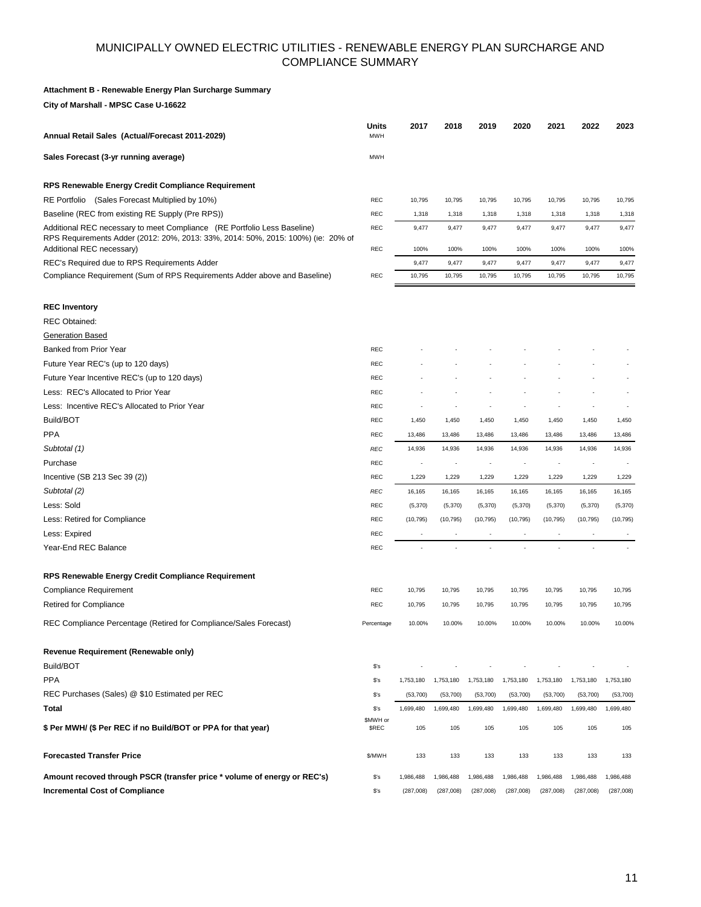# MUNICIPALLY OWNED ELECTRIC UTILITIES - RENEWABLE ENERGY PLAN SURCHARGE AND COMPLIANCE SUMMARY

**Attachment B - Renewable Energy Plan Surcharge Summary**

**City of Marshall - MPSC Case U-16622**

| | Units | 2017 | 2018 | 2019 | 2020 | 2021 | 2022 | 2023 |
|---|---|---|---|---|---|---|---|---|
| **Annual Retail Sales (Actual/Forecast 2011-2029)** | MWH | | | | | | | |
| **Sales Forecast (3-yr running average)** | MWH | | | | | | | |
| **RPS Renewable Energy Credit Compliance Requirement** | | | | | | | | |
| RE Portfolio (Sales Forecast Multiplied by 10%) | REC | 10,795 | 10,795 | 10,795 | 10,795 | 10,795 | 10,795 | 10,795 |
| Baseline (REC from existing RE Supply (Pre RPS)) | REC | 1,318 | 1,318 | 1,318 | 1,318 | 1,318 | 1,318 | 1,318 |
| Additional REC necessary to meet Compliance (RE Portfolio Less Baseline) | REC | 9,477 | 9,477 | 9,477 | 9,477 | 9,477 | 9,477 | 9,477 |
| RPS Requirements Adder (2012: 20%, 2013: 33%, 2014: 50%, 2015: 100%) (ie: 20% of Additional REC necessary) | REC | 100% | 100% | 100% | 100% | 100% | 100% | 100% |
| REC's Required due to RPS Requirements Adder | | 9,477 | 9,477 | 9,477 | 9,477 | 9,477 | 9,477 | 9,477 |
| Compliance Requirement (Sum of RPS Requirements Adder above and Baseline) | REC | 10,795 | 10,795 | 10,795 | 10,795 | 10,795 | 10,795 | 10,795 |
| **REC Inventory** | | | | | | | | |
| REC Obtained: | | | | | | | | |
| Generation Based | | | | | | | | |
| Banked from Prior Year | REC | - | - | - | - | - | - | - |
| Future Year REC's (up to 120 days) | REC | - | - | - | - | - | - | - |
| Future Year Incentive REC's (up to 120 days) | REC | - | - | - | - | - | - | - |
| Less: REC's Allocated to Prior Year | REC | - | - | - | - | - | - | - |
| Less: Incentive REC's Allocated to Prior Year | REC | - | - | - | - | - | - | - |
| Build/BOT | REC | 1,450 | 1,450 | 1,450 | 1,450 | 1,450 | 1,450 | 1,450 |
| PPA | REC | 13,486 | 13,486 | 13,486 | 13,486 | 13,486 | 13,486 | 13,486 |
| *Subtotal (1)* | *REC* | 14,936 | 14,936 | 14,936 | 14,936 | 14,936 | 14,936 | 14,936 |
| Purchase | REC | - | - | - | - | - | - | - |
| Incentive (SB 213 Sec 39 (2)) | REC | 1,229 | 1,229 | 1,229 | 1,229 | 1,229 | 1,229 | 1,229 |
| *Subtotal (2)* | *REC* | 16,165 | 16,165 | 16,165 | 16,165 | 16,165 | 16,165 | 16,165 |
| Less: Sold | REC | (5,370) | (5,370) | (5,370) | (5,370) | (5,370) | (5,370) | (5,370) |
| Less: Retired for Compliance | REC | (10,795) | (10,795) | (10,795) | (10,795) | (10,795) | (10,795) | (10,795) |
| Less: Expired | REC | - | - | - | - | - | - | - |
| Year-End REC Balance | REC | - | - | - | - | - | - | - |
| **RPS Renewable Energy Credit Compliance Requirement** | | | | | | | | |
| Compliance Requirement | REC | 10,795 | 10,795 | 10,795 | 10,795 | 10,795 | 10,795 | 10,795 |
| Retired for Compliance | REC | 10,795 | 10,795 | 10,795 | 10,795 | 10,795 | 10,795 | 10,795 |
| REC Compliance Percentage (Retired for Compliance/Sales Forecast) | Percentage | 10.00% | 10.00% | 10.00% | 10.00% | 10.00% | 10.00% | 10.00% |
| **Revenue Requirement (Renewable only)** | | | | | | | | |
| Build/BOT | $'s | - | - | - | - | - | - | - |
| PPA | $'s | 1,753,180 | 1,753,180 | 1,753,180 | 1,753,180 | 1,753,180 | 1,753,180 | 1,753,180 |
| REC Purchases (Sales) @ $10 Estimated per REC | $'s | (53,700) | (53,700) | (53,700) | (53,700) | (53,700) | (53,700) | (53,700) |
| **Total** | $'s | 1,699,480 | 1,699,480 | 1,699,480 | 1,699,480 | 1,699,480 | 1,699,480 | 1,699,480 |
| **$ Per MWH/ ($ Per REC if no Build/BOT or PPA for that year)** | $MWH or $REC | 105 | 105 | 105 | 105 | 105 | 105 | 105 |
| **Forecasted Transfer Price** | $/MWH | 133 | 133 | 133 | 133 | 133 | 133 | 133 |
| **Amount recoved through PSCR (transfer price * volume of energy or REC's)** | $'s | 1,986,488 | 1,986,488 | 1,986,488 | 1,986,488 | 1,986,488 | 1,986,488 | 1,986,488 |
| **Incremental Cost of Compliance** | $'s | (287,008) | (287,008) | (287,008) | (287,008) | (287,008) | (287,008) | (287,008) |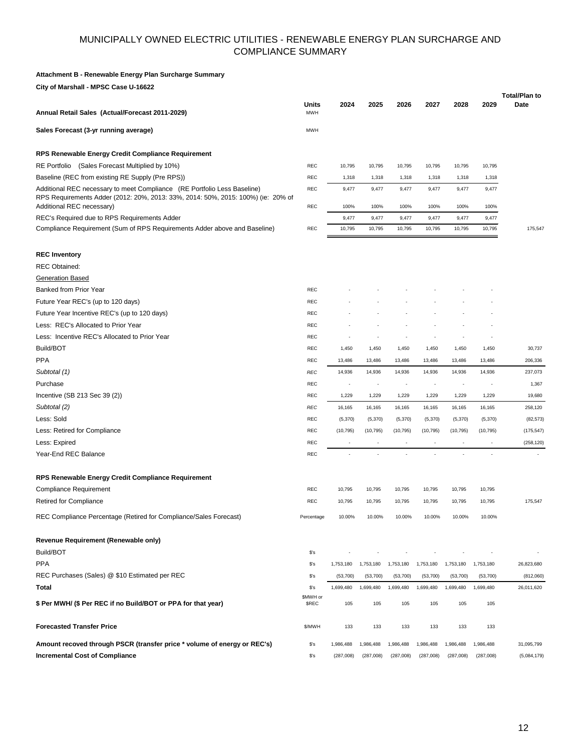# MUNICIPALLY OWNED ELECTRIC UTILITIES - RENEWABLE ENERGY PLAN SURCHARGE AND COMPLIANCE SUMMARY

**Attachment B - Renewable Energy Plan Surcharge Summary**

**City of Marshall - MPSC Case U-16622**

| | Units | 2024 | 2025 | 2026 | 2027 | 2028 | 2029 | Total/Plan to Date |
|---|---|---|---|---|---|---|---|---|
| **Annual Retail Sales (Actual/Forecast 2011-2029)** | MWH | | | | | | | |
| **Sales Forecast (3-yr running average)** | MWH | | | | | | | |
| **RPS Renewable Energy Credit Compliance Requirement** | | | | | | | | |
| RE Portfolio (Sales Forecast Multiplied by 10%) | REC | 10,795 | 10,795 | 10,795 | 10,795 | 10,795 | 10,795 | |
| Baseline (REC from existing RE Supply (Pre RPS)) | REC | 1,318 | 1,318 | 1,318 | 1,318 | 1,318 | 1,318 | |
| Additional REC necessary to meet Compliance (RE Portfolio Less Baseline) | REC | 9,477 | 9,477 | 9,477 | 9,477 | 9,477 | 9,477 | |
| RPS Requirements Adder (2012: 20%, 2013: 33%, 2014: 50%, 2015: 100%) (ie: 20% of Additional REC necessary) | REC | 100% | 100% | 100% | 100% | 100% | 100% | |
| REC's Required due to RPS Requirements Adder | | 9,477 | 9,477 | 9,477 | 9,477 | 9,477 | 9,477 | |
| Compliance Requirement (Sum of RPS Requirements Adder above and Baseline) | REC | 10,795 | 10,795 | 10,795 | 10,795 | 10,795 | 10,795 | 175,547 |
| **REC Inventory** | | | | | | | | |
| REC Obtained: | | | | | | | | |
| Generation Based | | | | | | | | |
| Banked from Prior Year | REC | - | - | - | - | - | - | |
| Future Year REC's (up to 120 days) | REC | - | - | - | - | - | - | |
| Future Year Incentive REC's (up to 120 days) | REC | - | - | - | - | - | - | |
| Less: REC's Allocated to Prior Year | REC | - | - | - | - | - | - | |
| Less: Incentive REC's Allocated to Prior Year | REC | - | - | - | - | - | - | |
| Build/BOT | REC | 1,450 | 1,450 | 1,450 | 1,450 | 1,450 | 1,450 | 30,737 |
| PPA | REC | 13,486 | 13,486 | 13,486 | 13,486 | 13,486 | 13,486 | 206,336 |
| *Subtotal (1)* | *REC* | 14,936 | 14,936 | 14,936 | 14,936 | 14,936 | 14,936 | 237,073 |
| Purchase | REC | - | - | - | - | - | - | 1,367 |
| Incentive (SB 213 Sec 39 (2)) | REC | 1,229 | 1,229 | 1,229 | 1,229 | 1,229 | 1,229 | 19,680 |
| *Subtotal (2)* | *REC* | 16,165 | 16,165 | 16,165 | 16,165 | 16,165 | 16,165 | 258,120 |
| Less: Sold | REC | (5,370) | (5,370) | (5,370) | (5,370) | (5,370) | (5,370) | (82,573) |
| Less: Retired for Compliance | REC | (10,795) | (10,795) | (10,795) | (10,795) | (10,795) | (10,795) | (175,547) |
| Less: Expired | REC | - | - | - | - | - | - | (258,120) |
| Year-End REC Balance | REC | - | - | - | - | - | - | - |
| **RPS Renewable Energy Credit Compliance Requirement** | | | | | | | | |
| Compliance Requirement | REC | 10,795 | 10,795 | 10,795 | 10,795 | 10,795 | 10,795 | |
| Retired for Compliance | REC | 10,795 | 10,795 | 10,795 | 10,795 | 10,795 | 10,795 | 175,547 |
| REC Compliance Percentage (Retired for Compliance/Sales Forecast) | Percentage | 10.00% | 10.00% | 10.00% | 10.00% | 10.00% | 10.00% | |
| **Revenue Requirement (Renewable only)** | | | | | | | | |
| Build/BOT | $'s | - | - | - | - | - | - | - |
| PPA | $'s | 1,753,180 | 1,753,180 | 1,753,180 | 1,753,180 | 1,753,180 | 1,753,180 | 26,823,680 |
| REC Purchases (Sales) @ $10 Estimated per REC | $'s | (53,700) | (53,700) | (53,700) | (53,700) | (53,700) | (53,700) | (812,060) |
| **Total** | $'s | 1,699,480 | 1,699,480 | 1,699,480 | 1,699,480 | 1,699,480 | 1,699,480 | 26,011,620 |
| **$ Per MWH/ ($ Per REC if no Build/BOT or PPA for that year)** | $MWH or $REC | 105 | 105 | 105 | 105 | 105 | 105 | |
| **Forecasted Transfer Price** | $/MWH | 133 | 133 | 133 | 133 | 133 | 133 | |
| **Amount recoved through PSCR (transfer price * volume of energy or REC's)** | $'s | 1,986,488 | 1,986,488 | 1,986,488 | 1,986,488 | 1,986,488 | 1,986,488 | 31,095,799 |
| **Incremental Cost of Compliance** | $'s | (287,008) | (287,008) | (287,008) | (287,008) | (287,008) | (287,008) | (5,084,179) |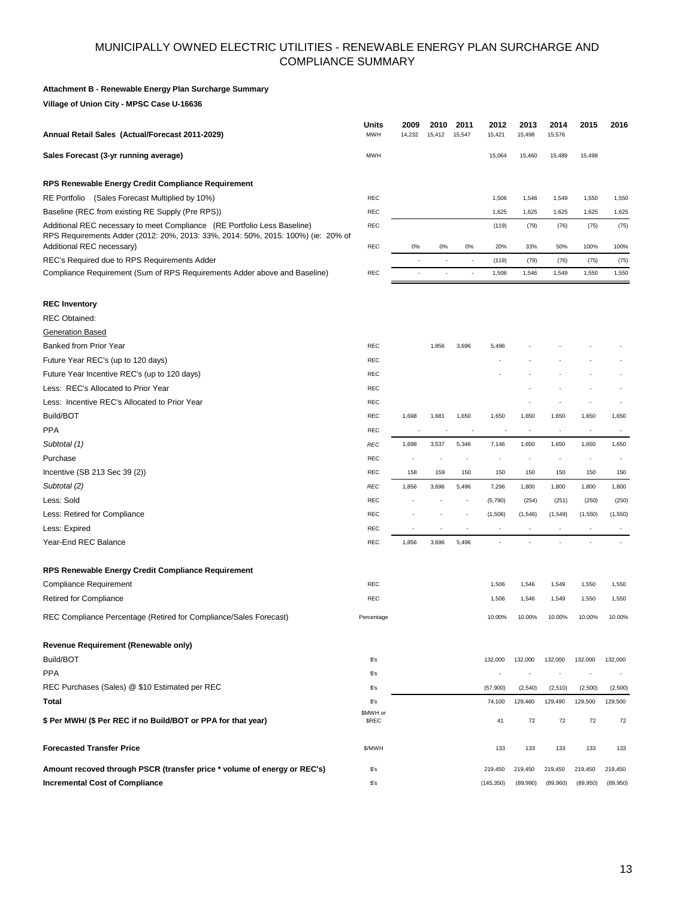# MUNICIPALLY OWNED ELECTRIC UTILITIES - RENEWABLE ENERGY PLAN SURCHARGE AND COMPLIANCE SUMMARY

**Attachment B - Renewable Energy Plan Surcharge Summary**

**Village of Union City - MPSC Case U-16636**

| | Units | 2009 | 2010 | 2011 | 2012 | 2013 | 2014 | 2015 | 2016 |
|---|---|---|---|---|---|---|---|---|---|
| **Annual Retail Sales (Actual/Forecast 2011-2029)** | MWH | 14,232 | 15,412 | 15,547 | 15,421 | 15,498 | 15,576 | | |
| **Sales Forecast (3-yr running average)** | MWH | | | | 15,064 | 15,460 | 15,489 | 15,498 | |
| **RPS Renewable Energy Credit Compliance Requirement** | | | | | | | | | |
| RE Portfolio (Sales Forecast Multiplied by 10%) | REC | | | | 1,506 | 1,546 | 1,549 | 1,550 | 1,550 |
| Baseline (REC from existing RE Supply (Pre RPS)) | REC | | | | 1,625 | 1,625 | 1,625 | 1,625 | 1,625 |
| Additional REC necessary to meet Compliance (RE Portfolio Less Baseline) | REC | | | | (119) | (79) | (76) | (75) | (75) |
| RPS Requirements Adder (2012: 20%, 2013: 33%, 2014: 50%, 2015: 100%) (ie: 20% of Additional REC necessary) | REC | 0% | 0% | 0% | 20% | 33% | 50% | 100% | 100% |
| REC's Required due to RPS Requirements Adder | | - | - | - | (119) | (79) | (76) | (75) | (75) |
| Compliance Requirement (Sum of RPS Requirements Adder above and Baseline) | REC | - | - | - | 1,506 | 1,546 | 1,549 | 1,550 | 1,550 |
| **REC Inventory** | | | | | | | | | |
| REC Obtained: | | | | | | | | | |
| Generation Based | | | | | | | | | |
| Banked from Prior Year | REC | | 1,856 | 3,696 | 5,496 | - | - | - | - |
| Future Year REC's (up to 120 days) | REC | | | | - | - | - | - | - |
| Future Year Incentive REC's (up to 120 days) | REC | | | | - | - | - | - | - |
| Less: REC's Allocated to Prior Year | REC | | | | | - | - | - | - |
| Less: Incentive REC's Allocated to Prior Year | REC | | | | | - | - | - | - |
| Build/BOT | REC | 1,698 | 1,681 | 1,650 | 1,650 | 1,650 | 1,650 | 1,650 | 1,650 |
| PPA | REC | - | - | - | - | - | - | - | - |
| *Subtotal (1)* | *REC* | 1,698 | 3,537 | 5,346 | 7,146 | 1,650 | 1,650 | 1,650 | 1,650 |
| Purchase | REC | - | - | - | - | - | - | - | - |
| Incentive (SB 213 Sec 39 (2)) | REC | 158 | 159 | 150 | 150 | 150 | 150 | 150 | 150 |
| *Subtotal (2)* | *REC* | 1,856 | 3,696 | 5,496 | 7,296 | 1,800 | 1,800 | 1,800 | 1,800 |
| Less: Sold | REC | - | - | - | (5,790) | (254) | (251) | (250) | (250) |
| Less: Retired for Compliance | REC | - | - | - | (1,506) | (1,546) | (1,549) | (1,550) | (1,550) |
| Less: Expired | REC | - | - | - | - | - | - | - | - |
| Year-End REC Balance | REC | 1,856 | 3,696 | 5,496 | - | - | - | - | - |
| **RPS Renewable Energy Credit Compliance Requirement** | | | | | | | | | |
| Compliance Requirement | REC | | | | 1,506 | 1,546 | 1,549 | 1,550 | 1,550 |
| Retired for Compliance | REC | | | | 1,506 | 1,546 | 1,549 | 1,550 | 1,550 |
| REC Compliance Percentage (Retired for Compliance/Sales Forecast) | Percentage | | | | 10.00% | 10.00% | 10.00% | 10.00% | 10.00% |
| **Revenue Requirement (Renewable only)** | | | | | | | | | |
| Build/BOT | $'s | | | | 132,000 | 132,000 | 132,000 | 132,000 | 132,000 |
| PPA | $'s | | | | - | - | - | - | - |
| REC Purchases (Sales) @ $10 Estimated per REC | $'s | | | | (57,900) | (2,540) | (2,510) | (2,500) | (2,500) |
| **Total** | $'s | | | | 74,100 | 129,460 | 129,490 | 129,500 | 129,500 |
| **$ Per MWH/ ($ Per REC if no Build/BOT or PPA for that year)** | $MWH or $REC | | | | 41 | 72 | 72 | 72 | 72 |
| **Forecasted Transfer Price** | $/MWH | | | | 133 | 133 | 133 | 133 | 133 |
| **Amount recoved through PSCR (transfer price * volume of energy or REC's)** | $'s | | | | 219,450 | 219,450 | 219,450 | 219,450 | 219,450 |
| **Incremental Cost of Compliance** | $'s | | | | (145,350) | (89,990) | (89,960) | (89,950) | (89,950) |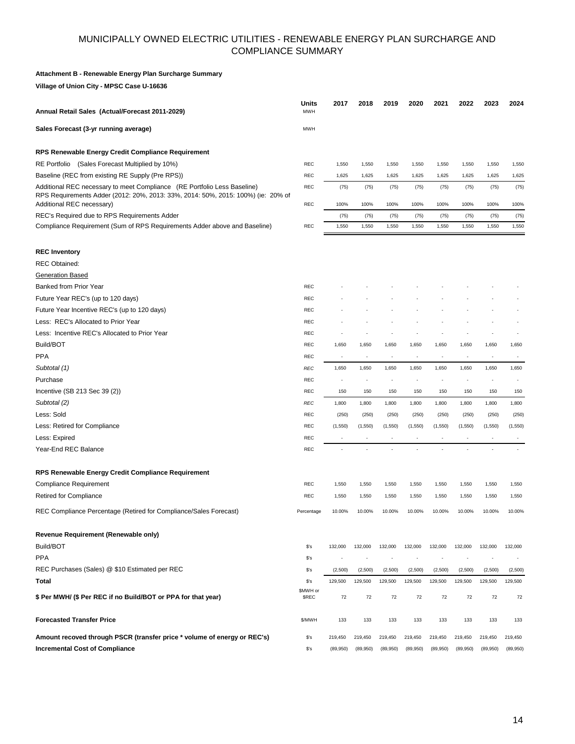# MUNICIPALLY OWNED ELECTRIC UTILITIES - RENEWABLE ENERGY PLAN SURCHARGE AND COMPLIANCE SUMMARY

**Attachment B - Renewable Energy Plan Surcharge Summary**

**Village of Union City - MPSC Case U-16636**

| | Units | 2017 | 2018 | 2019 | 2020 | 2021 | 2022 | 2023 | 2024 |
|---|---|---|---|---|---|---|---|---|---|
| **Annual Retail Sales (Actual/Forecast 2011-2029)** | MWH | | | | | | | | |
| **Sales Forecast (3-yr running average)** | MWH | | | | | | | | |
| **RPS Renewable Energy Credit Compliance Requirement** | | | | | | | | | |
| RE Portfolio (Sales Forecast Multiplied by 10%) | REC | 1,550 | 1,550 | 1,550 | 1,550 | 1,550 | 1,550 | 1,550 | 1,550 |
| Baseline (REC from existing RE Supply (Pre RPS)) | REC | 1,625 | 1,625 | 1,625 | 1,625 | 1,625 | 1,625 | 1,625 | 1,625 |
| Additional REC necessary to meet Compliance (RE Portfolio Less Baseline) | REC | (75) | (75) | (75) | (75) | (75) | (75) | (75) | (75) |
| RPS Requirements Adder (2012: 20%, 2013: 33%, 2014: 50%, 2015: 100%) (ie: 20% of Additional REC necessary) | REC | 100% | 100% | 100% | 100% | 100% | 100% | 100% | 100% |
| REC's Required due to RPS Requirements Adder | | (75) | (75) | (75) | (75) | (75) | (75) | (75) | (75) |
| Compliance Requirement (Sum of RPS Requirements Adder above and Baseline) | REC | 1,550 | 1,550 | 1,550 | 1,550 | 1,550 | 1,550 | 1,550 | 1,550 |
| **REC Inventory** | | | | | | | | | |
| REC Obtained: | | | | | | | | | |
| Generation Based | | | | | | | | | |
| Banked from Prior Year | REC | - | - | - | - | - | - | - | - |
| Future Year REC's (up to 120 days) | REC | - | - | - | - | - | - | - | - |
| Future Year Incentive REC's (up to 120 days) | REC | - | - | - | - | - | - | - | - |
| Less: REC's Allocated to Prior Year | REC | - | - | - | - | - | - | - | - |
| Less: Incentive REC's Allocated to Prior Year | REC | - | - | - | - | - | - | - | - |
| Build/BOT | REC | 1,650 | 1,650 | 1,650 | 1,650 | 1,650 | 1,650 | 1,650 | 1,650 |
| PPA | REC | - | - | - | - | - | - | - | - |
| *Subtotal (1)* | *REC* | 1,650 | 1,650 | 1,650 | 1,650 | 1,650 | 1,650 | 1,650 | 1,650 |
| Purchase | REC | - | - | - | - | - | - | - | - |
| Incentive (SB 213 Sec 39 (2)) | REC | 150 | 150 | 150 | 150 | 150 | 150 | 150 | 150 |
| *Subtotal (2)* | *REC* | 1,800 | 1,800 | 1,800 | 1,800 | 1,800 | 1,800 | 1,800 | 1,800 |
| Less: Sold | REC | (250) | (250) | (250) | (250) | (250) | (250) | (250) | (250) |
| Less: Retired for Compliance | REC | (1,550) | (1,550) | (1,550) | (1,550) | (1,550) | (1,550) | (1,550) | (1,550) |
| Less: Expired | REC | - | - | - | - | - | - | - | - |
| Year-End REC Balance | REC | - | - | - | - | - | - | - | - |
| **RPS Renewable Energy Credit Compliance Requirement** | | | | | | | | | |
| Compliance Requirement | REC | 1,550 | 1,550 | 1,550 | 1,550 | 1,550 | 1,550 | 1,550 | 1,550 |
| Retired for Compliance | REC | 1,550 | 1,550 | 1,550 | 1,550 | 1,550 | 1,550 | 1,550 | 1,550 |
| REC Compliance Percentage (Retired for Compliance/Sales Forecast) | Percentage | 10.00% | 10.00% | 10.00% | 10.00% | 10.00% | 10.00% | 10.00% | 10.00% |
| **Revenue Requirement (Renewable only)** | | | | | | | | | |
| Build/BOT | $'s | 132,000 | 132,000 | 132,000 | 132,000 | 132,000 | 132,000 | 132,000 | 132,000 |
| PPA | $'s | - | - | - | - | - | - | - | - |
| REC Purchases (Sales) @ $10 Estimated per REC | $'s | (2,500) | (2,500) | (2,500) | (2,500) | (2,500) | (2,500) | (2,500) | (2,500) |
| **Total** | $'s | 129,500 | 129,500 | 129,500 | 129,500 | 129,500 | 129,500 | 129,500 | 129,500 |
| **$ Per MWH/ ($ Per REC if no Build/BOT or PPA for that year)** | $MWH or $REC | 72 | 72 | 72 | 72 | 72 | 72 | 72 | 72 |
| **Forecasted Transfer Price** | $/MWH | 133 | 133 | 133 | 133 | 133 | 133 | 133 | 133 |
| **Amount recoved through PSCR (transfer price * volume of energy or REC's)** | $'s | 219,450 | 219,450 | 219,450 | 219,450 | 219,450 | 219,450 | 219,450 | 219,450 |
| **Incremental Cost of Compliance** | $'s | (89,950) | (89,950) | (89,950) | (89,950) | (89,950) | (89,950) | (89,950) | (89,950) |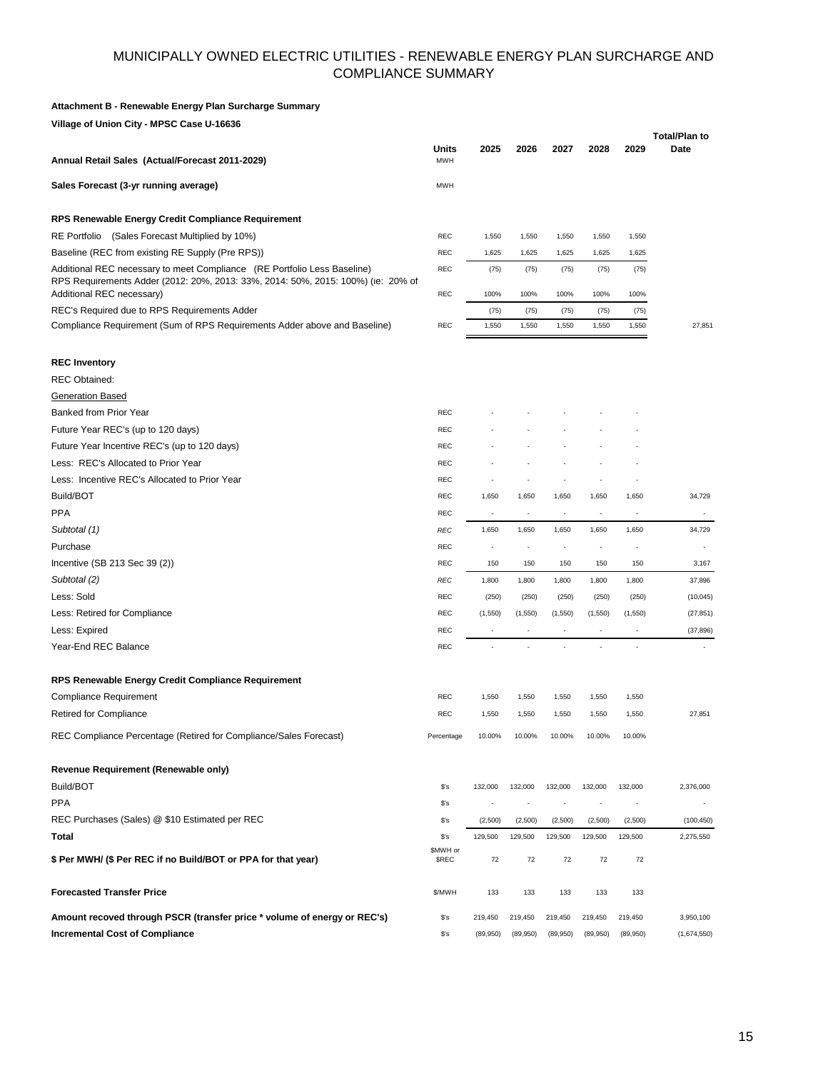# MUNICIPALLY OWNED ELECTRIC UTILITIES - RENEWABLE ENERGY PLAN SURCHARGE AND COMPLIANCE SUMMARY

**Attachment B - Renewable Energy Plan Surcharge Summary**

**Village of Union City - MPSC Case U-16636**

| | Units | 2025 | 2026 | 2027 | 2028 | 2029 | Total/Plan to Date |
|---|---|---|---|---|---|---|---|
| **Annual Retail Sales (Actual/Forecast 2011-2029)** | MWH | | | | | | |
| **Sales Forecast (3-yr running average)** | MWH | | | | | | |
| **RPS Renewable Energy Credit Compliance Requirement** | | | | | | | |
| RE Portfolio (Sales Forecast Multiplied by 10%) | REC | 1,550 | 1,550 | 1,550 | 1,550 | 1,550 | |
| Baseline (REC from existing RE Supply (Pre RPS)) | REC | 1,625 | 1,625 | 1,625 | 1,625 | 1,625 | |
| Additional REC necessary to meet Compliance (RE Portfolio Less Baseline) | REC | (75) | (75) | (75) | (75) | (75) | |
| RPS Requirements Adder (2012: 20%, 2013: 33%, 2014: 50%, 2015: 100%) (ie: 20% of Additional REC necessary) | REC | 100% | 100% | 100% | 100% | 100% | |
| REC's Required due to RPS Requirements Adder | | (75) | (75) | (75) | (75) | (75) | |
| Compliance Requirement (Sum of RPS Requirements Adder above and Baseline) | REC | 1,550 | 1,550 | 1,550 | 1,550 | 1,550 | 27,851 |
| **REC Inventory** | | | | | | | |
| REC Obtained: | | | | | | | |
| Generation Based | | | | | | | |
| Banked from Prior Year | REC | - | - | - | - | - | |
| Future Year REC's (up to 120 days) | REC | - | - | - | - | - | |
| Future Year Incentive REC's (up to 120 days) | REC | - | - | - | - | - | |
| Less: REC's Allocated to Prior Year | REC | - | - | - | - | - | |
| Less: Incentive REC's Allocated to Prior Year | REC | - | - | - | - | - | |
| Build/BOT | REC | 1,650 | 1,650 | 1,650 | 1,650 | 1,650 | 34,729 |
| PPA | REC | - | - | - | - | - | - |
| *Subtotal (1)* | *REC* | 1,650 | 1,650 | 1,650 | 1,650 | 1,650 | 34,729 |
| Purchase | REC | - | - | - | - | - | - |
| Incentive (SB 213 Sec 39 (2)) | REC | 150 | 150 | 150 | 150 | 150 | 3,167 |
| *Subtotal (2)* | *REC* | 1,800 | 1,800 | 1,800 | 1,800 | 1,800 | 37,896 |
| Less: Sold | REC | (250) | (250) | (250) | (250) | (250) | (10,045) |
| Less: Retired for Compliance | REC | (1,550) | (1,550) | (1,550) | (1,550) | (1,550) | (27,851) |
| Less: Expired | REC | - | - | - | - | - | (37,896) |
| Year-End REC Balance | REC | - | - | - | - | - | - |
| **RPS Renewable Energy Credit Compliance Requirement** | | | | | | | |
| Compliance Requirement | REC | 1,550 | 1,550 | 1,550 | 1,550 | 1,550 | |
| Retired for Compliance | REC | 1,550 | 1,550 | 1,550 | 1,550 | 1,550 | 27,851 |
| REC Compliance Percentage (Retired for Compliance/Sales Forecast) | Percentage | 10.00% | 10.00% | 10.00% | 10.00% | 10.00% | |
| **Revenue Requirement (Renewable only)** | | | | | | | |
| Build/BOT | $'s | 132,000 | 132,000 | 132,000 | 132,000 | 132,000 | 2,376,000 |
| PPA | $'s | - | - | - | - | - | - |
| REC Purchases (Sales) @ $10 Estimated per REC | $'s | (2,500) | (2,500) | (2,500) | (2,500) | (2,500) | (100,450) |
| **Total** | $'s | 129,500 | 129,500 | 129,500 | 129,500 | 129,500 | 2,275,550 |
| **$ Per MWH/ ($ Per REC if no Build/BOT or PPA for that year)** | $MWH or $REC | 72 | 72 | 72 | 72 | 72 | |
| **Forecasted Transfer Price** | $/MWH | 133 | 133 | 133 | 133 | 133 | |
| **Amount recoved through PSCR (transfer price * volume of energy or REC's)** | $'s | 219,450 | 219,450 | 219,450 | 219,450 | 219,450 | 3,950,100 |
| **Incremental Cost of Compliance** | $'s | (89,950) | (89,950) | (89,950) | (89,950) | (89,950) | (1,674,550) |